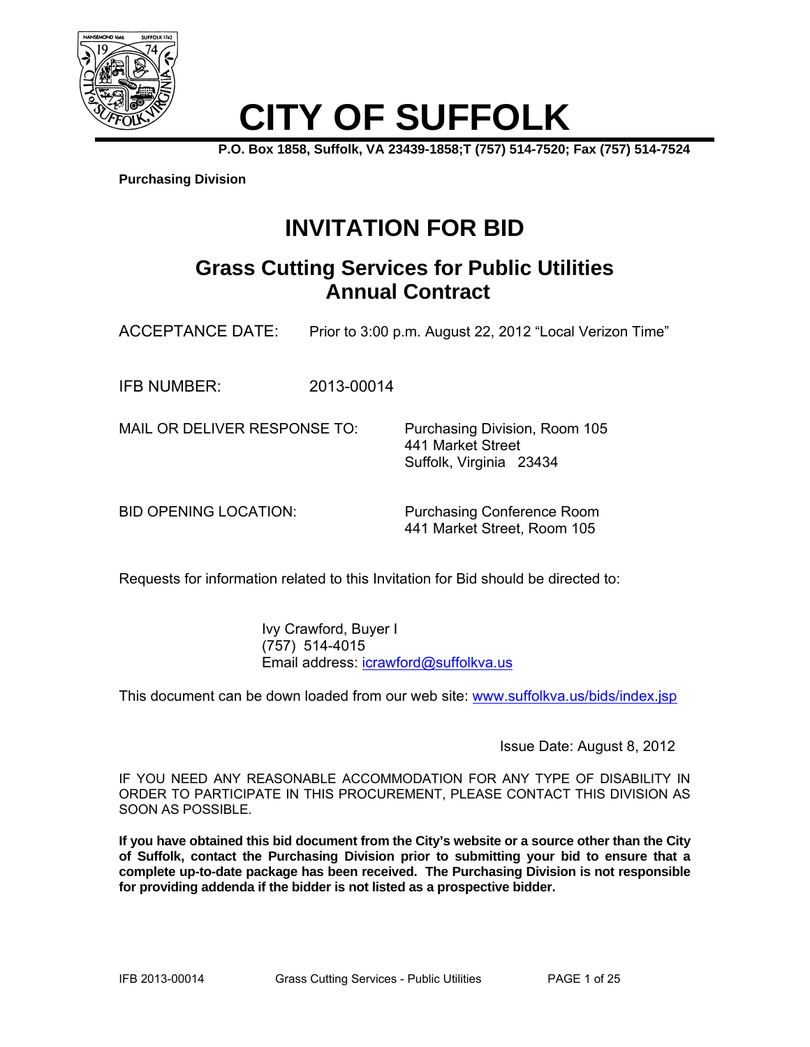# CITY OF SUFFOLK

**P.O. Box 1858, Suffolk, VA 23439-1858;T (757) 514-7520; Fax (757) 514-7524**

**Purchasing Division**

# INVITATION FOR BID

## Grass Cutting Services for Public Utilities Annual Contract

ACCEPTANCE DATE: Prior to 3:00 p.m. August 22, 2012 "Local Verizon Time"

IFB NUMBER: 2013-00014

MAIL OR DELIVER RESPONSE TO: Purchasing Division, Room 105
441 Market Street
Suffolk, Virginia 23434

BID OPENING LOCATION: Purchasing Conference Room
441 Market Street, Room 105

Requests for information related to this Invitation for Bid should be directed to:

Ivy Crawford, Buyer I
(757) 514-4015
Email address: icrawford@suffolkva.us

This document can be down loaded from our web site: www.suffolkva.us/bids/index.jsp

Issue Date: August 8, 2012

IF YOU NEED ANY REASONABLE ACCOMMODATION FOR ANY TYPE OF DISABILITY IN ORDER TO PARTICIPATE IN THIS PROCUREMENT, PLEASE CONTACT THIS DIVISION AS SOON AS POSSIBLE.

**If you have obtained this bid document from the City's website or a source other than the City of Suffolk, contact the Purchasing Division prior to submitting your bid to ensure that a complete up-to-date package has been received. The Purchasing Division is not responsible for providing addenda if the bidder is not listed as a prospective bidder.**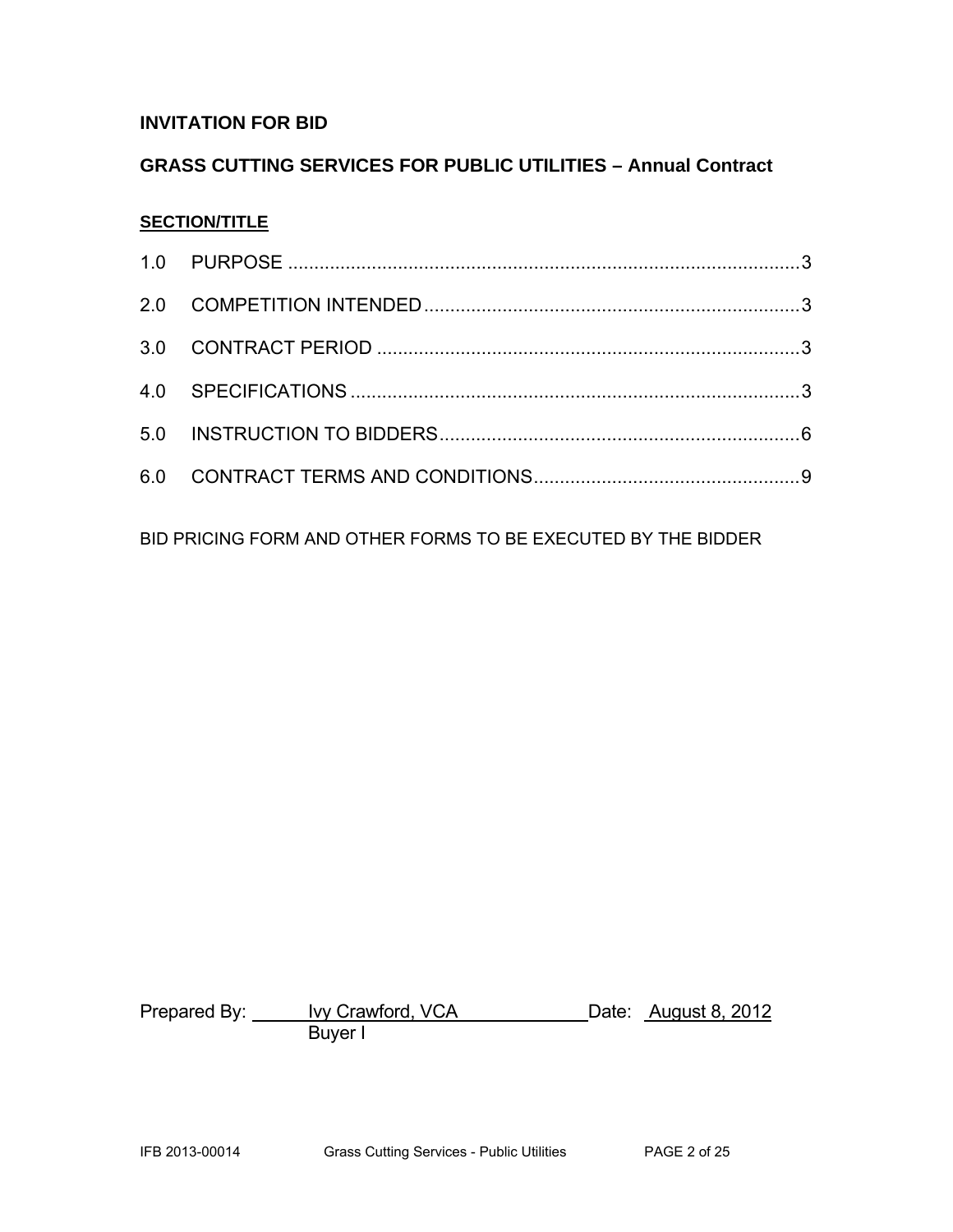**INVITATION FOR BID**

**GRASS CUTTING SERVICES FOR PUBLIC UTILITIES – Annual Contract**

**SECTION/TITLE**

1.0 PURPOSE ....................................................................................................3

2.0 COMPETITION INTENDED.......................................................................3

3.0 CONTRACT PERIOD ................................................................................3

4.0 SPECIFICATIONS .....................................................................................3

5.0 INSTRUCTION TO BIDDERS.....................................................................6

6.0 CONTRACT TERMS AND CONDITIONS...................................................9

BID PRICING FORM AND OTHER FORMS TO BE EXECUTED BY THE BIDDER

Prepared By: Ivy Crawford, VCA Date: August 8, 2012
Buyer I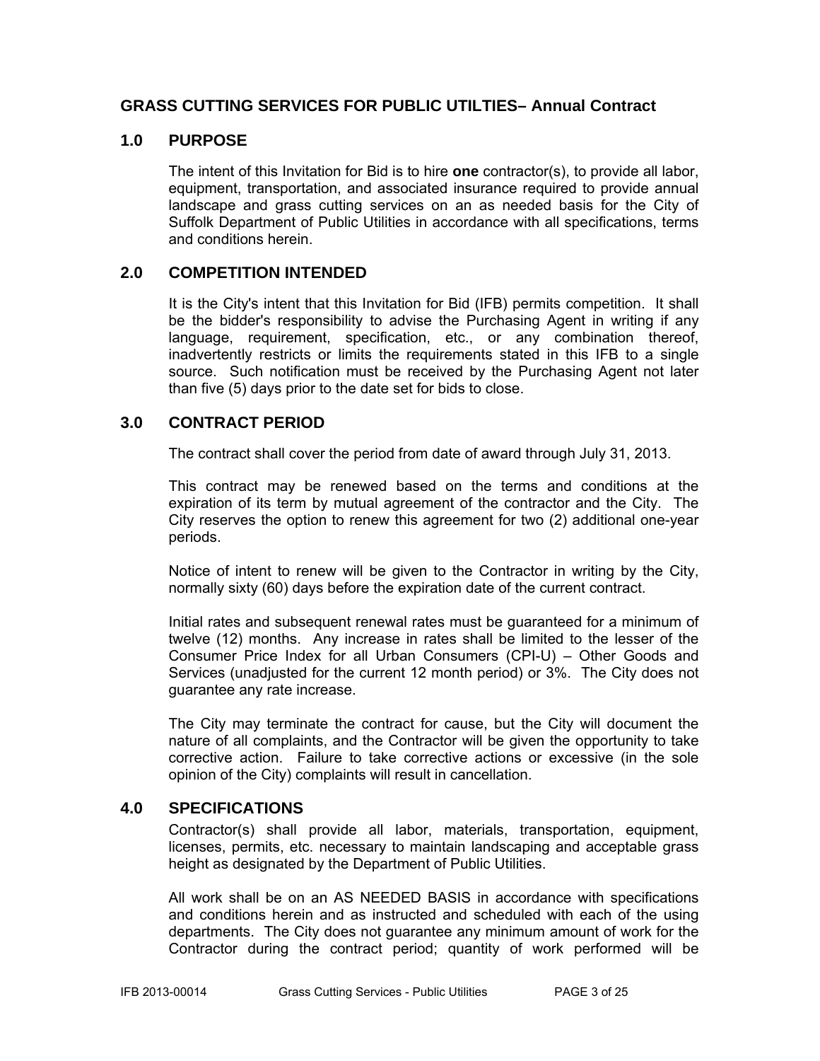## GRASS CUTTING SERVICES FOR PUBLIC UTILTIES– Annual Contract

### 1.0 PURPOSE

The intent of this Invitation for Bid is to hire **one** contractor(s), to provide all labor, equipment, transportation, and associated insurance required to provide annual landscape and grass cutting services on an as needed basis for the City of Suffolk Department of Public Utilities in accordance with all specifications, terms and conditions herein.

### 2.0 COMPETITION INTENDED

It is the City's intent that this Invitation for Bid (IFB) permits competition. It shall be the bidder's responsibility to advise the Purchasing Agent in writing if any language, requirement, specification, etc., or any combination thereof, inadvertently restricts or limits the requirements stated in this IFB to a single source. Such notification must be received by the Purchasing Agent not later than five (5) days prior to the date set for bids to close.

### 3.0 CONTRACT PERIOD

The contract shall cover the period from date of award through July 31, 2013.

This contract may be renewed based on the terms and conditions at the expiration of its term by mutual agreement of the contractor and the City. The City reserves the option to renew this agreement for two (2) additional one-year periods.

Notice of intent to renew will be given to the Contractor in writing by the City, normally sixty (60) days before the expiration date of the current contract.

Initial rates and subsequent renewal rates must be guaranteed for a minimum of twelve (12) months. Any increase in rates shall be limited to the lesser of the Consumer Price Index for all Urban Consumers (CPI-U) – Other Goods and Services (unadjusted for the current 12 month period) or 3%. The City does not guarantee any rate increase.

The City may terminate the contract for cause, but the City will document the nature of all complaints, and the Contractor will be given the opportunity to take corrective action. Failure to take corrective actions or excessive (in the sole opinion of the City) complaints will result in cancellation.

### 4.0 SPECIFICATIONS

Contractor(s) shall provide all labor, materials, transportation, equipment, licenses, permits, etc. necessary to maintain landscaping and acceptable grass height as designated by the Department of Public Utilities.

All work shall be on an AS NEEDED BASIS in accordance with specifications and conditions herein and as instructed and scheduled with each of the using departments. The City does not guarantee any minimum amount of work for the Contractor during the contract period; quantity of work performed will be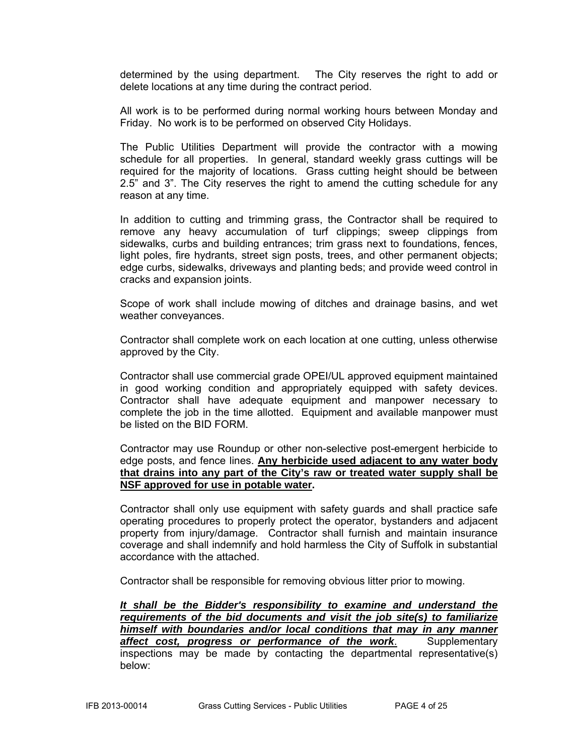determined by the using department. The City reserves the right to add or delete locations at any time during the contract period.

All work is to be performed during normal working hours between Monday and Friday. No work is to be performed on observed City Holidays.

The Public Utilities Department will provide the contractor with a mowing schedule for all properties. In general, standard weekly grass cuttings will be required for the majority of locations. Grass cutting height should be between 2.5" and 3". The City reserves the right to amend the cutting schedule for any reason at any time.

In addition to cutting and trimming grass, the Contractor shall be required to remove any heavy accumulation of turf clippings; sweep clippings from sidewalks, curbs and building entrances; trim grass next to foundations, fences, light poles, fire hydrants, street sign posts, trees, and other permanent objects; edge curbs, sidewalks, driveways and planting beds; and provide weed control in cracks and expansion joints.

Scope of work shall include mowing of ditches and drainage basins, and wet weather conveyances.

Contractor shall complete work on each location at one cutting, unless otherwise approved by the City.

Contractor shall use commercial grade OPEI/UL approved equipment maintained in good working condition and appropriately equipped with safety devices. Contractor shall have adequate equipment and manpower necessary to complete the job in the time allotted. Equipment and available manpower must be listed on the BID FORM.

Contractor may use Roundup or other non-selective post-emergent herbicide to edge posts, and fence lines. <u>**Any herbicide used adjacent to any water body that drains into any part of the City's raw or treated water supply shall be NSF approved for use in potable water**</u>**.**

Contractor shall only use equipment with safety guards and shall practice safe operating procedures to properly protect the operator, bystanders and adjacent property from injury/damage. Contractor shall furnish and maintain insurance coverage and shall indemnify and hold harmless the City of Suffolk in substantial accordance with the attached.

Contractor shall be responsible for removing obvious litter prior to mowing.

<u>***It shall be the Bidder's responsibility to examine and understand the requirements of the bid documents and visit the job site(s) to familiarize himself with boundaries and/or local conditions that may in any manner affect cost, progress or performance of the work***</u>. Supplementary inspections may be made by contacting the departmental representative(s) below: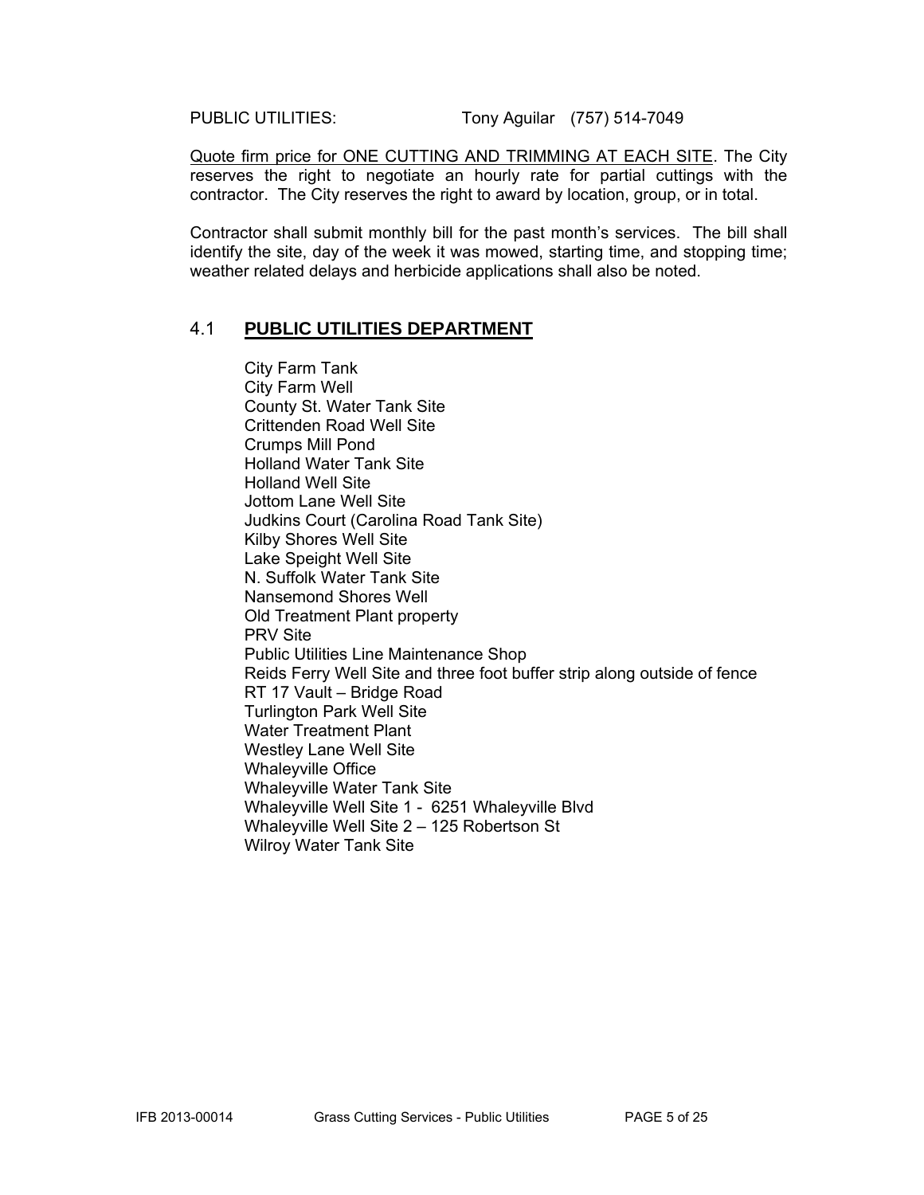PUBLIC UTILITIES: Tony Aguilar (757) 514-7049

Quote firm price for ONE CUTTING AND TRIMMING AT EACH SITE. The City reserves the right to negotiate an hourly rate for partial cuttings with the contractor. The City reserves the right to award by location, group, or in total.

Contractor shall submit monthly bill for the past month's services. The bill shall identify the site, day of the week it was mowed, starting time, and stopping time; weather related delays and herbicide applications shall also be noted.

## 4.1 **PUBLIC UTILITIES DEPARTMENT**

City Farm Tank
City Farm Well
County St. Water Tank Site
Crittenden Road Well Site
Crumps Mill Pond
Holland Water Tank Site
Holland Well Site
Jottom Lane Well Site
Judkins Court (Carolina Road Tank Site)
Kilby Shores Well Site
Lake Speight Well Site
N. Suffolk Water Tank Site
Nansemond Shores Well
Old Treatment Plant property
PRV Site
Public Utilities Line Maintenance Shop
Reids Ferry Well Site and three foot buffer strip along outside of fence
RT 17 Vault – Bridge Road
Turlington Park Well Site
Water Treatment Plant
Westley Lane Well Site
Whaleyville Office
Whaleyville Water Tank Site
Whaleyville Well Site 1 - 6251 Whaleyville Blvd
Whaleyville Well Site 2 – 125 Robertson St
Wilroy Water Tank Site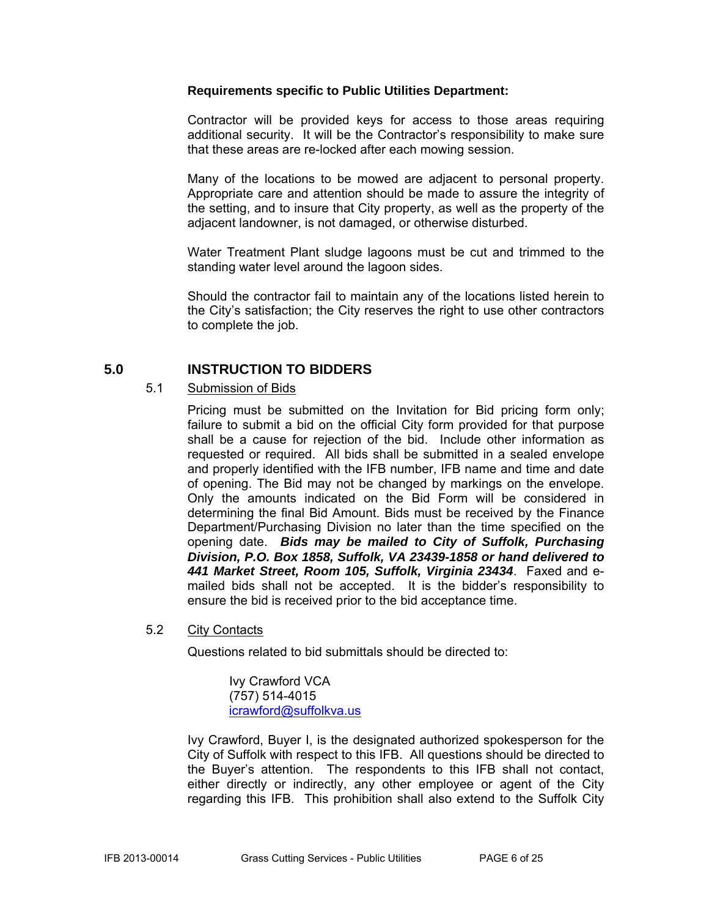**Requirements specific to Public Utilities Department:**

Contractor will be provided keys for access to those areas requiring additional security. It will be the Contractor's responsibility to make sure that these areas are re-locked after each mowing session.

Many of the locations to be mowed are adjacent to personal property. Appropriate care and attention should be made to assure the integrity of the setting, and to insure that City property, as well as the property of the adjacent landowner, is not damaged, or otherwise disturbed.

Water Treatment Plant sludge lagoons must be cut and trimmed to the standing water level around the lagoon sides.

Should the contractor fail to maintain any of the locations listed herein to the City's satisfaction; the City reserves the right to use other contractors to complete the job.

## 5.0 INSTRUCTION TO BIDDERS

### 5.1 Submission of Bids

Pricing must be submitted on the Invitation for Bid pricing form only; failure to submit a bid on the official City form provided for that purpose shall be a cause for rejection of the bid. Include other information as requested or required. All bids shall be submitted in a sealed envelope and properly identified with the IFB number, IFB name and time and date of opening. The Bid may not be changed by markings on the envelope. Only the amounts indicated on the Bid Form will be considered in determining the final Bid Amount. Bids must be received by the Finance Department/Purchasing Division no later than the time specified on the opening date. ***Bids may be mailed to City of Suffolk, Purchasing Division, P.O. Box 1858, Suffolk, VA 23439-1858 or hand delivered to 441 Market Street, Room 105, Suffolk, Virginia 23434***. Faxed and e-mailed bids shall not be accepted. It is the bidder's responsibility to ensure the bid is received prior to the bid acceptance time.

### 5.2 City Contacts

Questions related to bid submittals should be directed to:

Ivy Crawford VCA
(757) 514-4015
icrawford@suffolkva.us

Ivy Crawford, Buyer I, is the designated authorized spokesperson for the City of Suffolk with respect to this IFB. All questions should be directed to the Buyer's attention. The respondents to this IFB shall not contact, either directly or indirectly, any other employee or agent of the City regarding this IFB. This prohibition shall also extend to the Suffolk City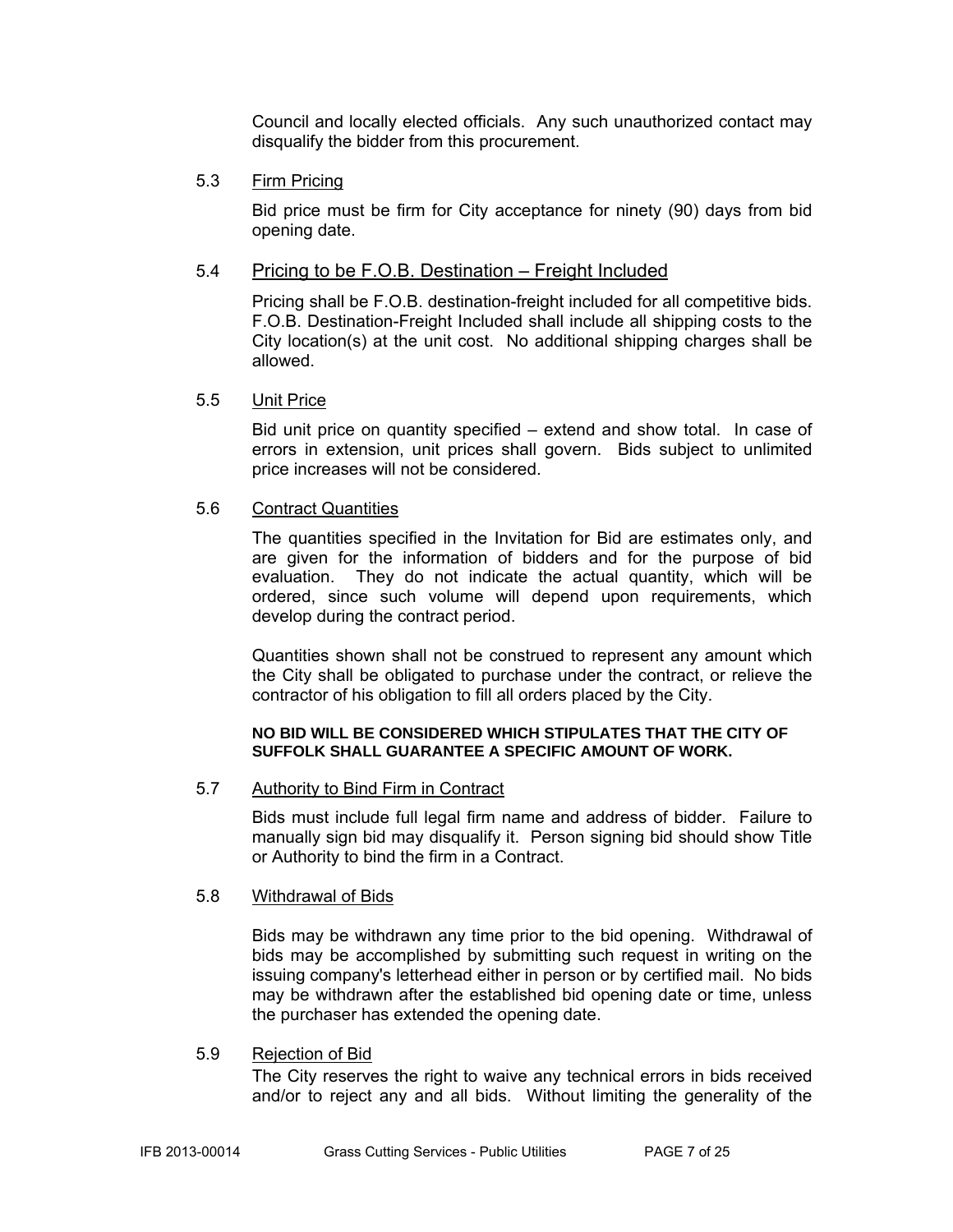Council and locally elected officials. Any such unauthorized contact may disqualify the bidder from this procurement.

### 5.3 Firm Pricing

Bid price must be firm for City acceptance for ninety (90) days from bid opening date.

### 5.4 Pricing to be F.O.B. Destination – Freight Included

Pricing shall be F.O.B. destination-freight included for all competitive bids. F.O.B. Destination-Freight Included shall include all shipping costs to the City location(s) at the unit cost. No additional shipping charges shall be allowed.

### 5.5 Unit Price

Bid unit price on quantity specified – extend and show total. In case of errors in extension, unit prices shall govern. Bids subject to unlimited price increases will not be considered.

### 5.6 Contract Quantities

The quantities specified in the Invitation for Bid are estimates only, and are given for the information of bidders and for the purpose of bid evaluation. They do not indicate the actual quantity, which will be ordered, since such volume will depend upon requirements, which develop during the contract period.

Quantities shown shall not be construed to represent any amount which the City shall be obligated to purchase under the contract, or relieve the contractor of his obligation to fill all orders placed by the City.

**NO BID WILL BE CONSIDERED WHICH STIPULATES THAT THE CITY OF SUFFOLK SHALL GUARANTEE A SPECIFIC AMOUNT OF WORK.**

### 5.7 Authority to Bind Firm in Contract

Bids must include full legal firm name and address of bidder. Failure to manually sign bid may disqualify it. Person signing bid should show Title or Authority to bind the firm in a Contract.

### 5.8 Withdrawal of Bids

Bids may be withdrawn any time prior to the bid opening. Withdrawal of bids may be accomplished by submitting such request in writing on the issuing company's letterhead either in person or by certified mail. No bids may be withdrawn after the established bid opening date or time, unless the purchaser has extended the opening date.

### 5.9 Rejection of Bid

The City reserves the right to waive any technical errors in bids received and/or to reject any and all bids. Without limiting the generality of the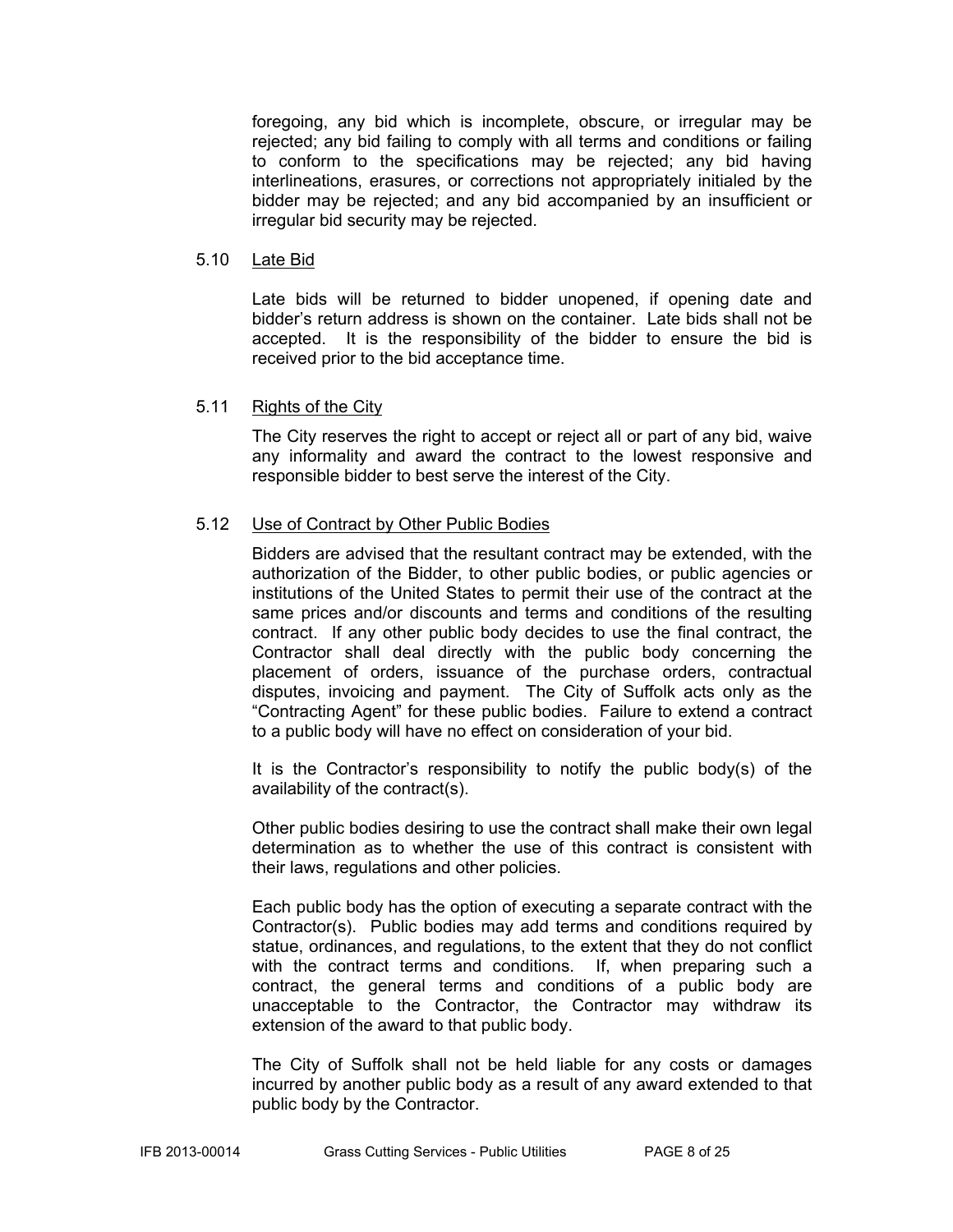foregoing, any bid which is incomplete, obscure, or irregular may be rejected; any bid failing to comply with all terms and conditions or failing to conform to the specifications may be rejected; any bid having interlineations, erasures, or corrections not appropriately initialed by the bidder may be rejected; and any bid accompanied by an insufficient or irregular bid security may be rejected.

5.10 <u>Late Bid</u>

Late bids will be returned to bidder unopened, if opening date and bidder's return address is shown on the container. Late bids shall not be accepted. It is the responsibility of the bidder to ensure the bid is received prior to the bid acceptance time.

5.11 <u>Rights of the City</u>

The City reserves the right to accept or reject all or part of any bid, waive any informality and award the contract to the lowest responsive and responsible bidder to best serve the interest of the City.

5.12 <u>Use of Contract by Other Public Bodies</u>

Bidders are advised that the resultant contract may be extended, with the authorization of the Bidder, to other public bodies, or public agencies or institutions of the United States to permit their use of the contract at the same prices and/or discounts and terms and conditions of the resulting contract. If any other public body decides to use the final contract, the Contractor shall deal directly with the public body concerning the placement of orders, issuance of the purchase orders, contractual disputes, invoicing and payment. The City of Suffolk acts only as the "Contracting Agent" for these public bodies. Failure to extend a contract to a public body will have no effect on consideration of your bid.

It is the Contractor's responsibility to notify the public body(s) of the availability of the contract(s).

Other public bodies desiring to use the contract shall make their own legal determination as to whether the use of this contract is consistent with their laws, regulations and other policies.

Each public body has the option of executing a separate contract with the Contractor(s). Public bodies may add terms and conditions required by statue, ordinances, and regulations, to the extent that they do not conflict with the contract terms and conditions. If, when preparing such a contract, the general terms and conditions of a public body are unacceptable to the Contractor, the Contractor may withdraw its extension of the award to that public body.

The City of Suffolk shall not be held liable for any costs or damages incurred by another public body as a result of any award extended to that public body by the Contractor.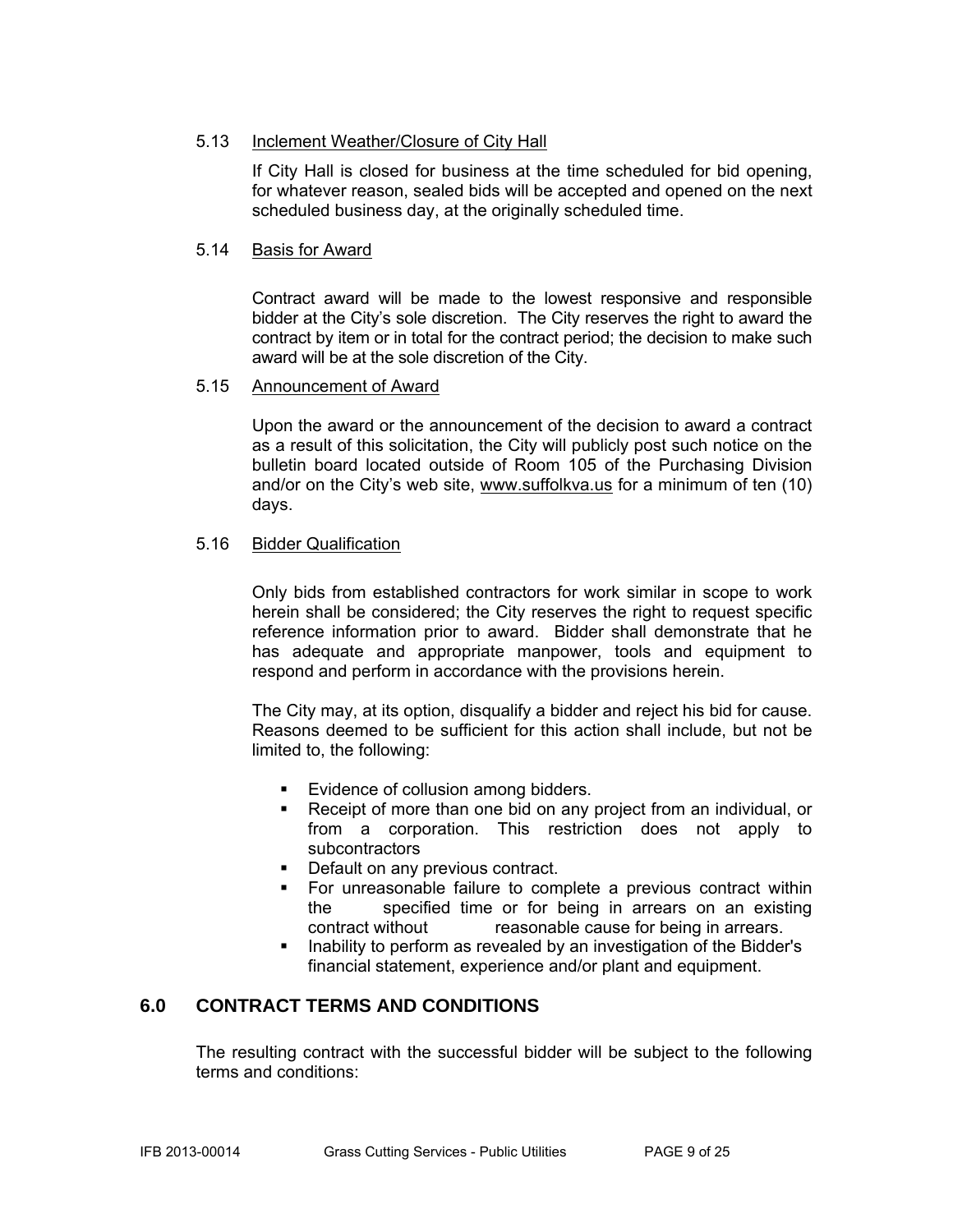### 5.13 Inclement Weather/Closure of City Hall

If City Hall is closed for business at the time scheduled for bid opening, for whatever reason, sealed bids will be accepted and opened on the next scheduled business day, at the originally scheduled time.

### 5.14 Basis for Award

Contract award will be made to the lowest responsive and responsible bidder at the City's sole discretion. The City reserves the right to award the contract by item or in total for the contract period; the decision to make such award will be at the sole discretion of the City.

### 5.15 Announcement of Award

Upon the award or the announcement of the decision to award a contract as a result of this solicitation, the City will publicly post such notice on the bulletin board located outside of Room 105 of the Purchasing Division and/or on the City's web site, www.suffolkva.us for a minimum of ten (10) days.

### 5.16 Bidder Qualification

Only bids from established contractors for work similar in scope to work herein shall be considered; the City reserves the right to request specific reference information prior to award. Bidder shall demonstrate that he has adequate and appropriate manpower, tools and equipment to respond and perform in accordance with the provisions herein.

The City may, at its option, disqualify a bidder and reject his bid for cause. Reasons deemed to be sufficient for this action shall include, but not be limited to, the following:

- Evidence of collusion among bidders.
- Receipt of more than one bid on any project from an individual, or from a corporation. This restriction does not apply to subcontractors
- Default on any previous contract.
- For unreasonable failure to complete a previous contract within the specified time or for being in arrears on an existing contract without reasonable cause for being in arrears.
- Inability to perform as revealed by an investigation of the Bidder's financial statement, experience and/or plant and equipment.

## 6.0 CONTRACT TERMS AND CONDITIONS

The resulting contract with the successful bidder will be subject to the following terms and conditions: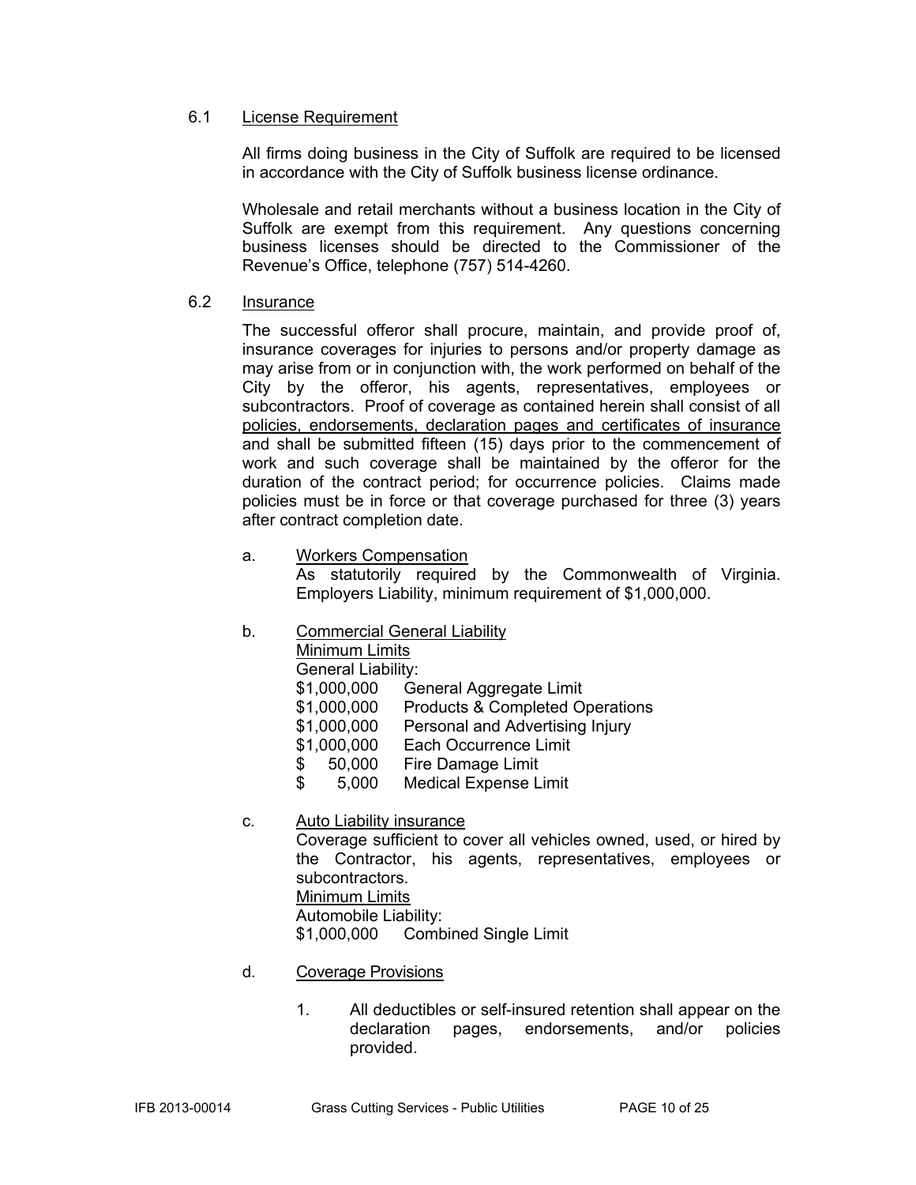6.1 <u>License Requirement</u>

All firms doing business in the City of Suffolk are required to be licensed in accordance with the City of Suffolk business license ordinance.

Wholesale and retail merchants without a business location in the City of Suffolk are exempt from this requirement. Any questions concerning business licenses should be directed to the Commissioner of the Revenue's Office, telephone (757) 514-4260.

6.2 <u>Insurance</u>

The successful offeror shall procure, maintain, and provide proof of, insurance coverages for injuries to persons and/or property damage as may arise from or in conjunction with, the work performed on behalf of the City by the offeror, his agents, representatives, employees or subcontractors. Proof of coverage as contained herein shall consist of all <u>policies, endorsements, declaration pages and certificates of insurance</u> and shall be submitted fifteen (15) days prior to the commencement of work and such coverage shall be maintained by the offeror for the duration of the contract period; for occurrence policies. Claims made policies must be in force or that coverage purchased for three (3) years after contract completion date.

a. <u>Workers Compensation</u>
As statutorily required by the Commonwealth of Virginia. Employers Liability, minimum requirement of $1,000,000.

b. <u>Commercial General Liability</u>
<u>Minimum Limits</u>
General Liability:
$1,000,000 General Aggregate Limit
$1,000,000 Products & Completed Operations
$1,000,000 Personal and Advertising Injury
$1,000,000 Each Occurrence Limit
$ 50,000 Fire Damage Limit
$ 5,000 Medical Expense Limit

c. <u>Auto Liability insurance</u>
Coverage sufficient to cover all vehicles owned, used, or hired by the Contractor, his agents, representatives, employees or subcontractors.
<u>Minimum Limits</u>
Automobile Liability:
$1,000,000 Combined Single Limit

d. <u>Coverage Provisions</u>

1. All deductibles or self-insured retention shall appear on the declaration pages, endorsements, and/or policies provided.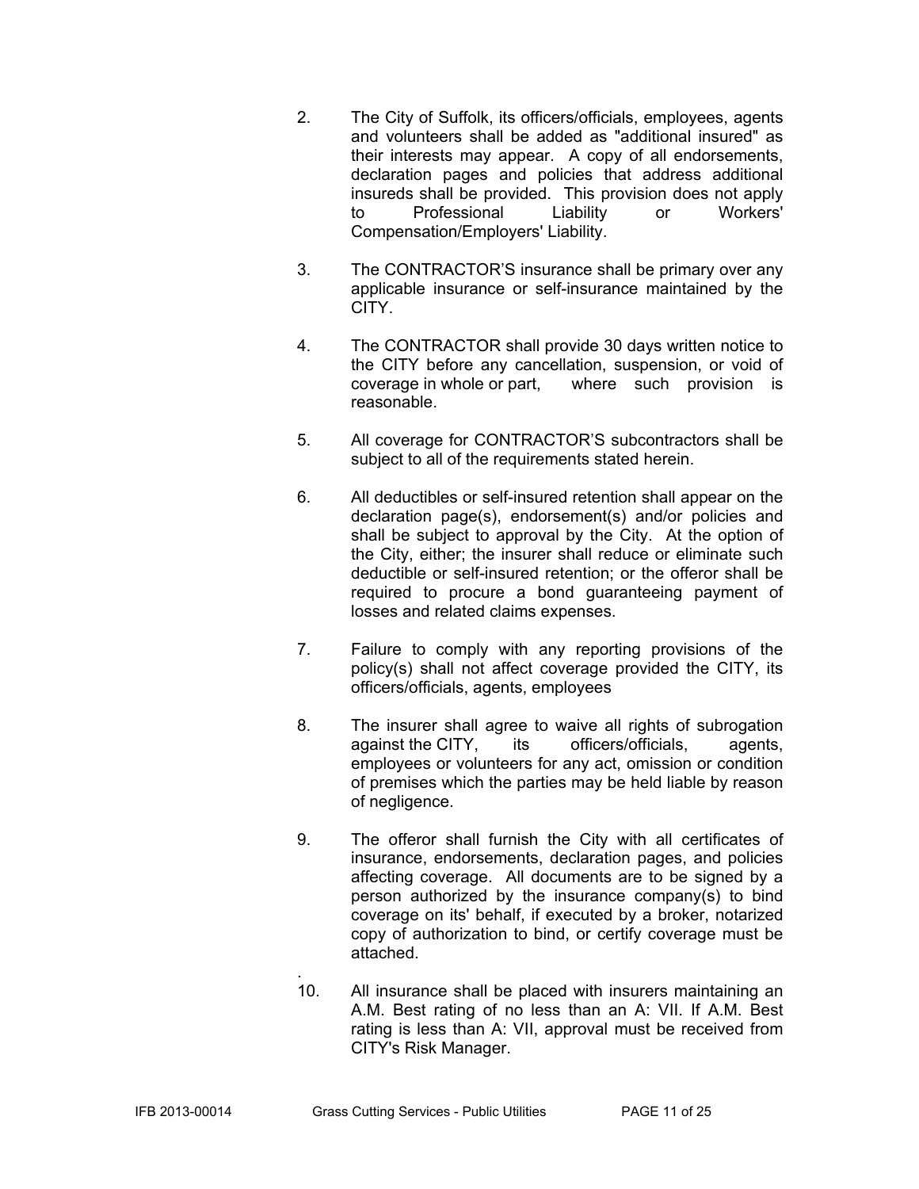2. The City of Suffolk, its officers/officials, employees, agents and volunteers shall be added as "additional insured" as their interests may appear. A copy of all endorsements, declaration pages and policies that address additional insureds shall be provided. This provision does not apply to Professional Liability or Workers' Compensation/Employers' Liability.

3. The CONTRACTOR'S insurance shall be primary over any applicable insurance or self-insurance maintained by the CITY.

4. The CONTRACTOR shall provide 30 days written notice to the CITY before any cancellation, suspension, or void of coverage in whole or part, where such provision is reasonable.

5. All coverage for CONTRACTOR'S subcontractors shall be subject to all of the requirements stated herein.

6. All deductibles or self-insured retention shall appear on the declaration page(s), endorsement(s) and/or policies and shall be subject to approval by the City. At the option of the City, either; the insurer shall reduce or eliminate such deductible or self-insured retention; or the offeror shall be required to procure a bond guaranteeing payment of losses and related claims expenses.

7. Failure to comply with any reporting provisions of the policy(s) shall not affect coverage provided the CITY, its officers/officials, agents, employees

8. The insurer shall agree to waive all rights of subrogation against the CITY, its officers/officials, agents, employees or volunteers for any act, omission or condition of premises which the parties may be held liable by reason of negligence.

9. The offeror shall furnish the City with all certificates of insurance, endorsements, declaration pages, and policies affecting coverage. All documents are to be signed by a person authorized by the insurance company(s) to bind coverage on its' behalf, if executed by a broker, notarized copy of authorization to bind, or certify coverage must be attached.

10. All insurance shall be placed with insurers maintaining an A.M. Best rating of no less than an A: VII. If A.M. Best rating is less than A: VII, approval must be received from CITY's Risk Manager.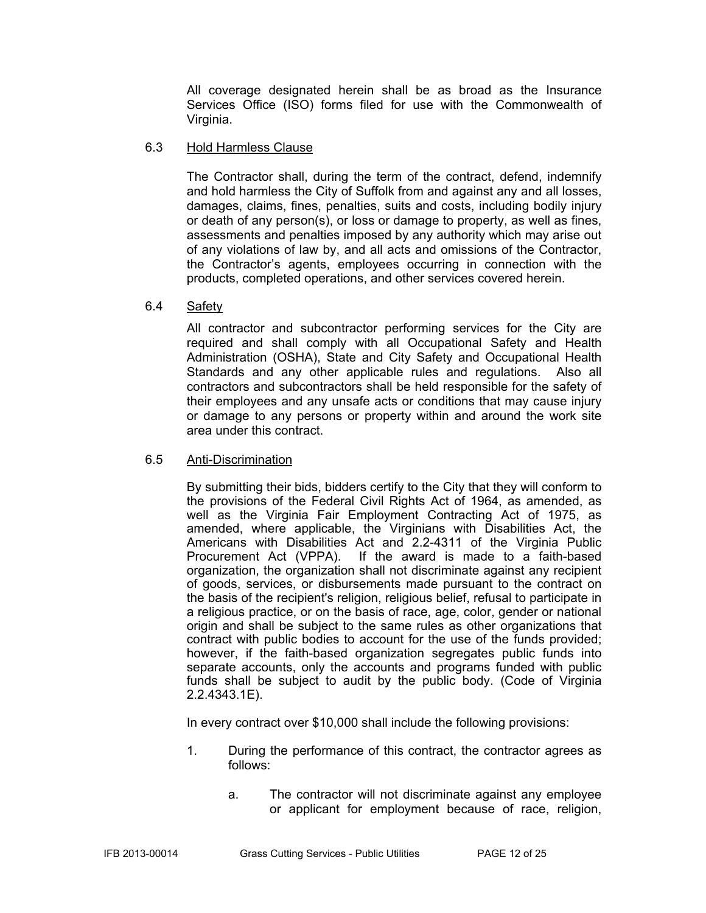All coverage designated herein shall be as broad as the Insurance Services Office (ISO) forms filed for use with the Commonwealth of Virginia.

### 6.3 Hold Harmless Clause

The Contractor shall, during the term of the contract, defend, indemnify and hold harmless the City of Suffolk from and against any and all losses, damages, claims, fines, penalties, suits and costs, including bodily injury or death of any person(s), or loss or damage to property, as well as fines, assessments and penalties imposed by any authority which may arise out of any violations of law by, and all acts and omissions of the Contractor, the Contractor's agents, employees occurring in connection with the products, completed operations, and other services covered herein.

### 6.4 Safety

All contractor and subcontractor performing services for the City are required and shall comply with all Occupational Safety and Health Administration (OSHA), State and City Safety and Occupational Health Standards and any other applicable rules and regulations. Also all contractors and subcontractors shall be held responsible for the safety of their employees and any unsafe acts or conditions that may cause injury or damage to any persons or property within and around the work site area under this contract.

### 6.5 Anti-Discrimination

By submitting their bids, bidders certify to the City that they will conform to the provisions of the Federal Civil Rights Act of 1964, as amended, as well as the Virginia Fair Employment Contracting Act of 1975, as amended, where applicable, the Virginians with Disabilities Act, the Americans with Disabilities Act and 2.2-4311 of the Virginia Public Procurement Act (VPPA). If the award is made to a faith-based organization, the organization shall not discriminate against any recipient of goods, services, or disbursements made pursuant to the contract on the basis of the recipient's religion, religious belief, refusal to participate in a religious practice, or on the basis of race, age, color, gender or national origin and shall be subject to the same rules as other organizations that contract with public bodies to account for the use of the funds provided; however, if the faith-based organization segregates public funds into separate accounts, only the accounts and programs funded with public funds shall be subject to audit by the public body. (Code of Virginia 2.2.4343.1E).

In every contract over $10,000 shall include the following provisions:

1. During the performance of this contract, the contractor agrees as follows:

   a. The contractor will not discriminate against any employee or applicant for employment because of race, religion,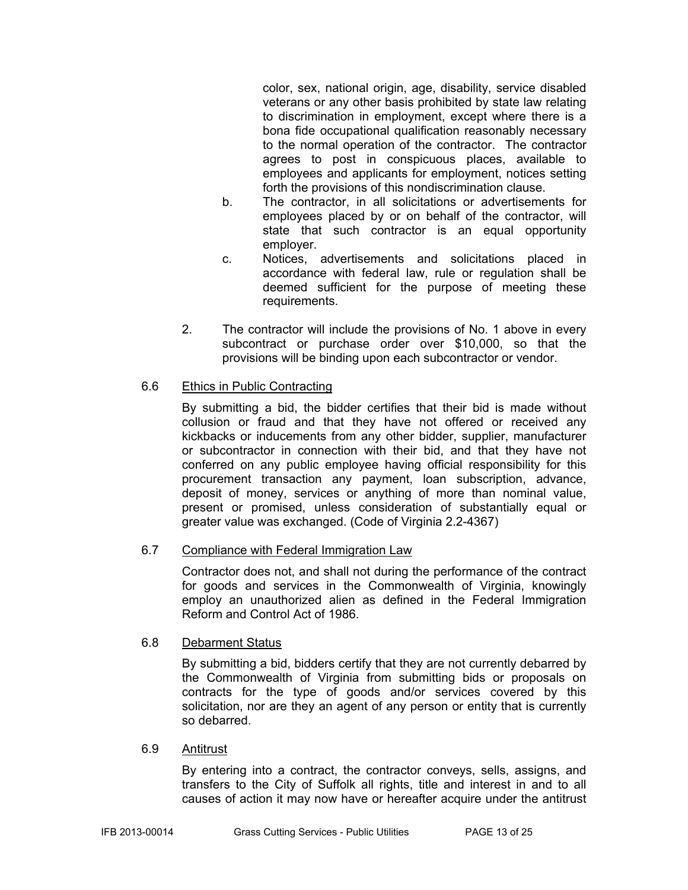color, sex, national origin, age, disability, service disabled veterans or any other basis prohibited by state law relating to discrimination in employment, except where there is a bona fide occupational qualification reasonably necessary to the normal operation of the contractor. The contractor agrees to post in conspicuous places, available to employees and applicants for employment, notices setting forth the provisions of this nondiscrimination clause.

b. The contractor, in all solicitations or advertisements for employees placed by or on behalf of the contractor, will state that such contractor is an equal opportunity employer.

c. Notices, advertisements and solicitations placed in accordance with federal law, rule or regulation shall be deemed sufficient for the purpose of meeting these requirements.

2. The contractor will include the provisions of No. 1 above in every subcontract or purchase order over $10,000, so that the provisions will be binding upon each subcontractor or vendor.

6.6 Ethics in Public Contracting

By submitting a bid, the bidder certifies that their bid is made without collusion or fraud and that they have not offered or received any kickbacks or inducements from any other bidder, supplier, manufacturer or subcontractor in connection with their bid, and that they have not conferred on any public employee having official responsibility for this procurement transaction any payment, loan subscription, advance, deposit of money, services or anything of more than nominal value, present or promised, unless consideration of substantially equal or greater value was exchanged. (Code of Virginia 2.2-4367)

6.7 Compliance with Federal Immigration Law

Contractor does not, and shall not during the performance of the contract for goods and services in the Commonwealth of Virginia, knowingly employ an unauthorized alien as defined in the Federal Immigration Reform and Control Act of 1986.

6.8 Debarment Status

By submitting a bid, bidders certify that they are not currently debarred by the Commonwealth of Virginia from submitting bids or proposals on contracts for the type of goods and/or services covered by this solicitation, nor are they an agent of any person or entity that is currently so debarred.

6.9 Antitrust

By entering into a contract, the contractor conveys, sells, assigns, and transfers to the City of Suffolk all rights, title and interest in and to all causes of action it may now have or hereafter acquire under the antitrust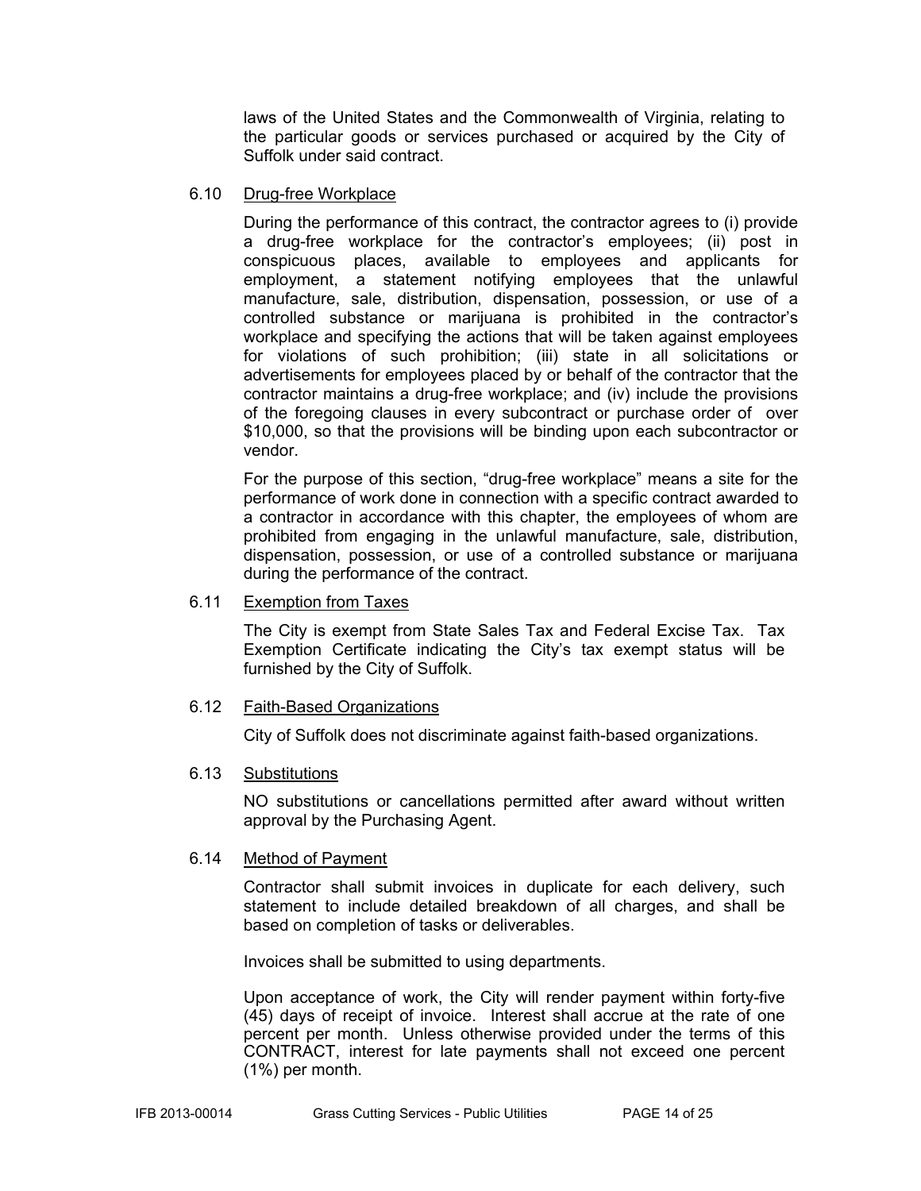laws of the United States and the Commonwealth of Virginia, relating to the particular goods or services purchased or acquired by the City of Suffolk under said contract.

6.10 Drug-free Workplace

During the performance of this contract, the contractor agrees to (i) provide a drug-free workplace for the contractor's employees; (ii) post in conspicuous places, available to employees and applicants for employment, a statement notifying employees that the unlawful manufacture, sale, distribution, dispensation, possession, or use of a controlled substance or marijuana is prohibited in the contractor's workplace and specifying the actions that will be taken against employees for violations of such prohibition; (iii) state in all solicitations or advertisements for employees placed by or behalf of the contractor that the contractor maintains a drug-free workplace; and (iv) include the provisions of the foregoing clauses in every subcontract or purchase order of over $10,000, so that the provisions will be binding upon each subcontractor or vendor.

For the purpose of this section, "drug-free workplace" means a site for the performance of work done in connection with a specific contract awarded to a contractor in accordance with this chapter, the employees of whom are prohibited from engaging in the unlawful manufacture, sale, distribution, dispensation, possession, or use of a controlled substance or marijuana during the performance of the contract.

6.11 Exemption from Taxes

The City is exempt from State Sales Tax and Federal Excise Tax. Tax Exemption Certificate indicating the City's tax exempt status will be furnished by the City of Suffolk.

6.12 Faith-Based Organizations

City of Suffolk does not discriminate against faith-based organizations.

6.13 Substitutions

NO substitutions or cancellations permitted after award without written approval by the Purchasing Agent.

6.14 Method of Payment

Contractor shall submit invoices in duplicate for each delivery, such statement to include detailed breakdown of all charges, and shall be based on completion of tasks or deliverables.

Invoices shall be submitted to using departments.

Upon acceptance of work, the City will render payment within forty-five (45) days of receipt of invoice. Interest shall accrue at the rate of one percent per month. Unless otherwise provided under the terms of this CONTRACT, interest for late payments shall not exceed one percent (1%) per month.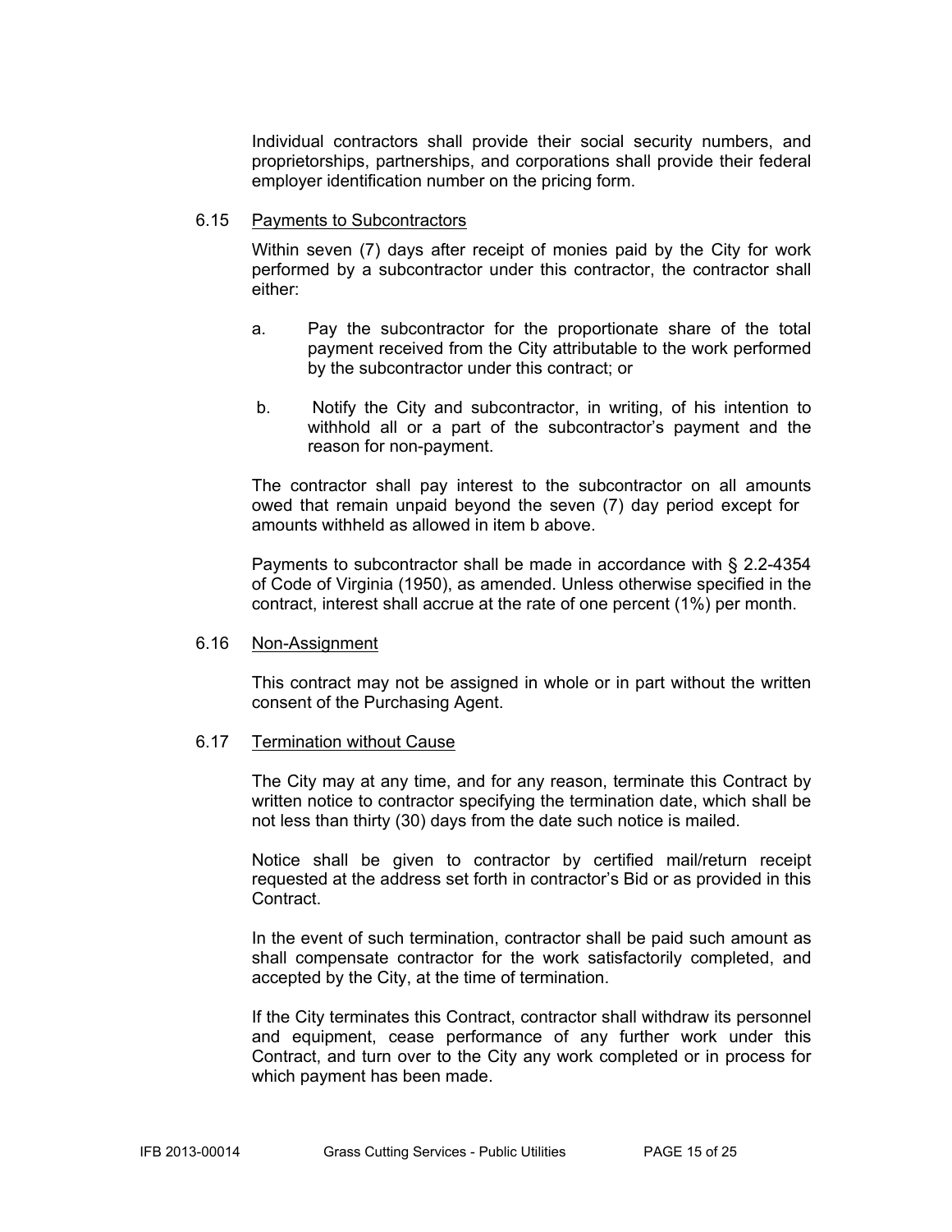Individual contractors shall provide their social security numbers, and proprietorships, partnerships, and corporations shall provide their federal employer identification number on the pricing form.

6.15 Payments to Subcontractors

Within seven (7) days after receipt of monies paid by the City for work performed by a subcontractor under this contractor, the contractor shall either:

a. Pay the subcontractor for the proportionate share of the total payment received from the City attributable to the work performed by the subcontractor under this contract; or

b. Notify the City and subcontractor, in writing, of his intention to withhold all or a part of the subcontractor's payment and the reason for non-payment.

The contractor shall pay interest to the subcontractor on all amounts owed that remain unpaid beyond the seven (7) day period except for amounts withheld as allowed in item b above.

Payments to subcontractor shall be made in accordance with § 2.2-4354 of Code of Virginia (1950), as amended. Unless otherwise specified in the contract, interest shall accrue at the rate of one percent (1%) per month.

6.16 Non-Assignment

This contract may not be assigned in whole or in part without the written consent of the Purchasing Agent.

6.17 Termination without Cause

The City may at any time, and for any reason, terminate this Contract by written notice to contractor specifying the termination date, which shall be not less than thirty (30) days from the date such notice is mailed.

Notice shall be given to contractor by certified mail/return receipt requested at the address set forth in contractor's Bid or as provided in this Contract.

In the event of such termination, contractor shall be paid such amount as shall compensate contractor for the work satisfactorily completed, and accepted by the City, at the time of termination.

If the City terminates this Contract, contractor shall withdraw its personnel and equipment, cease performance of any further work under this Contract, and turn over to the City any work completed or in process for which payment has been made.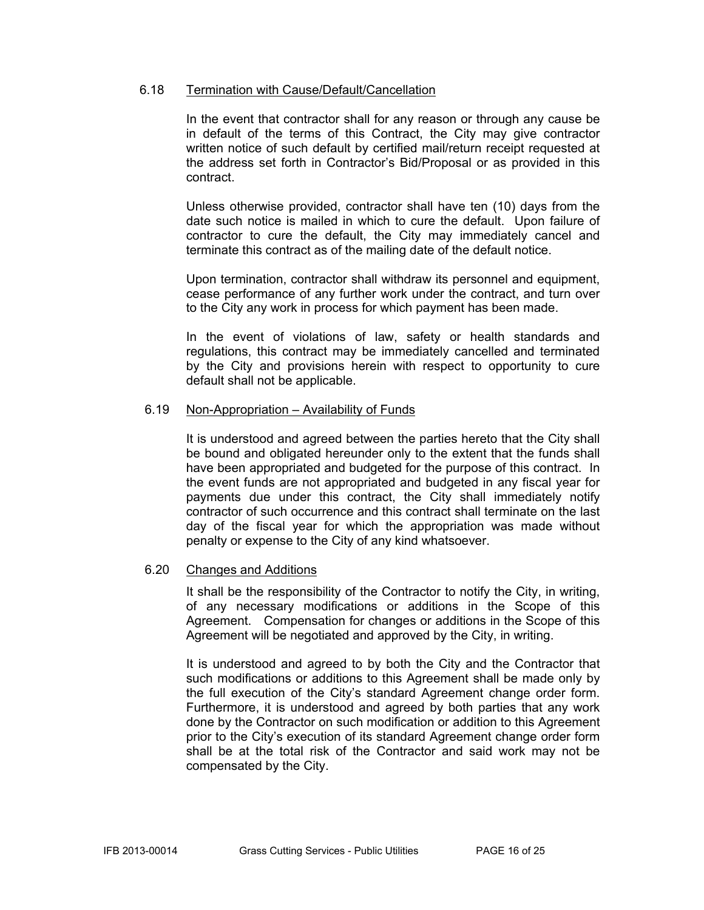### 6.18 Termination with Cause/Default/Cancellation

In the event that contractor shall for any reason or through any cause be in default of the terms of this Contract, the City may give contractor written notice of such default by certified mail/return receipt requested at the address set forth in Contractor's Bid/Proposal or as provided in this contract.

Unless otherwise provided, contractor shall have ten (10) days from the date such notice is mailed in which to cure the default. Upon failure of contractor to cure the default, the City may immediately cancel and terminate this contract as of the mailing date of the default notice.

Upon termination, contractor shall withdraw its personnel and equipment, cease performance of any further work under the contract, and turn over to the City any work in process for which payment has been made.

In the event of violations of law, safety or health standards and regulations, this contract may be immediately cancelled and terminated by the City and provisions herein with respect to opportunity to cure default shall not be applicable.

### 6.19 Non-Appropriation – Availability of Funds

It is understood and agreed between the parties hereto that the City shall be bound and obligated hereunder only to the extent that the funds shall have been appropriated and budgeted for the purpose of this contract. In the event funds are not appropriated and budgeted in any fiscal year for payments due under this contract, the City shall immediately notify contractor of such occurrence and this contract shall terminate on the last day of the fiscal year for which the appropriation was made without penalty or expense to the City of any kind whatsoever.

### 6.20 Changes and Additions

It shall be the responsibility of the Contractor to notify the City, in writing, of any necessary modifications or additions in the Scope of this Agreement. Compensation for changes or additions in the Scope of this Agreement will be negotiated and approved by the City, in writing.

It is understood and agreed to by both the City and the Contractor that such modifications or additions to this Agreement shall be made only by the full execution of the City's standard Agreement change order form. Furthermore, it is understood and agreed by both parties that any work done by the Contractor on such modification or addition to this Agreement prior to the City's execution of its standard Agreement change order form shall be at the total risk of the Contractor and said work may not be compensated by the City.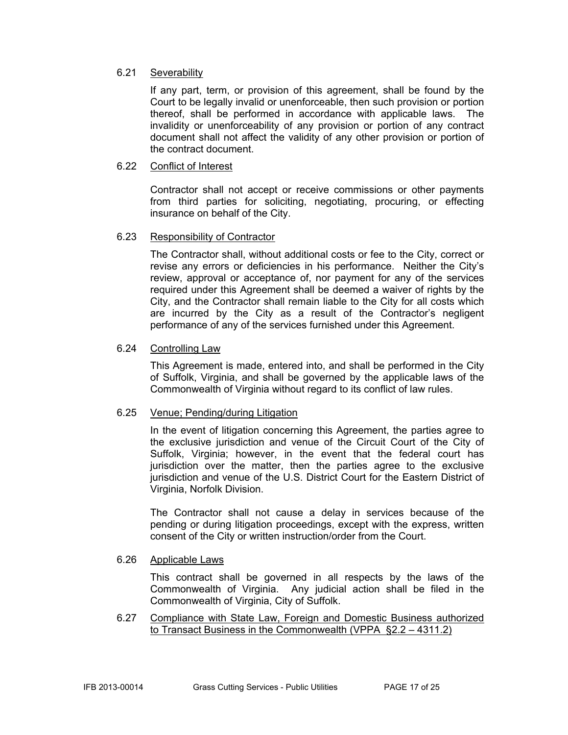### 6.21 Severability

If any part, term, or provision of this agreement, shall be found by the Court to be legally invalid or unenforceable, then such provision or portion thereof, shall be performed in accordance with applicable laws. The invalidity or unenforceability of any provision or portion of any contract document shall not affect the validity of any other provision or portion of the contract document.

### 6.22 Conflict of Interest

Contractor shall not accept or receive commissions or other payments from third parties for soliciting, negotiating, procuring, or effecting insurance on behalf of the City.

### 6.23 Responsibility of Contractor

The Contractor shall, without additional costs or fee to the City, correct or revise any errors or deficiencies in his performance. Neither the City's review, approval or acceptance of, nor payment for any of the services required under this Agreement shall be deemed a waiver of rights by the City, and the Contractor shall remain liable to the City for all costs which are incurred by the City as a result of the Contractor's negligent performance of any of the services furnished under this Agreement.

### 6.24 Controlling Law

This Agreement is made, entered into, and shall be performed in the City of Suffolk, Virginia, and shall be governed by the applicable laws of the Commonwealth of Virginia without regard to its conflict of law rules.

### 6.25 Venue; Pending/during Litigation

In the event of litigation concerning this Agreement, the parties agree to the exclusive jurisdiction and venue of the Circuit Court of the City of Suffolk, Virginia; however, in the event that the federal court has jurisdiction over the matter, then the parties agree to the exclusive jurisdiction and venue of the U.S. District Court for the Eastern District of Virginia, Norfolk Division.

The Contractor shall not cause a delay in services because of the pending or during litigation proceedings, except with the express, written consent of the City or written instruction/order from the Court.

### 6.26 Applicable Laws

This contract shall be governed in all respects by the laws of the Commonwealth of Virginia. Any judicial action shall be filed in the Commonwealth of Virginia, City of Suffolk.

### 6.27 Compliance with State Law, Foreign and Domestic Business authorized to Transact Business in the Commonwealth (VPPA §2.2 – 4311.2)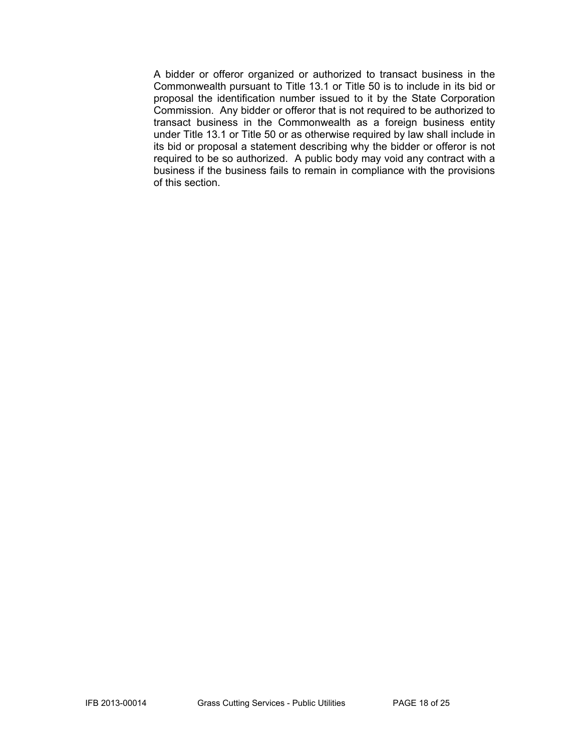A bidder or offeror organized or authorized to transact business in the Commonwealth pursuant to Title 13.1 or Title 50 is to include in its bid or proposal the identification number issued to it by the State Corporation Commission. Any bidder or offeror that is not required to be authorized to transact business in the Commonwealth as a foreign business entity under Title 13.1 or Title 50 or as otherwise required by law shall include in its bid or proposal a statement describing why the bidder or offeror is not required to be so authorized. A public body may void any contract with a business if the business fails to remain in compliance with the provisions of this section.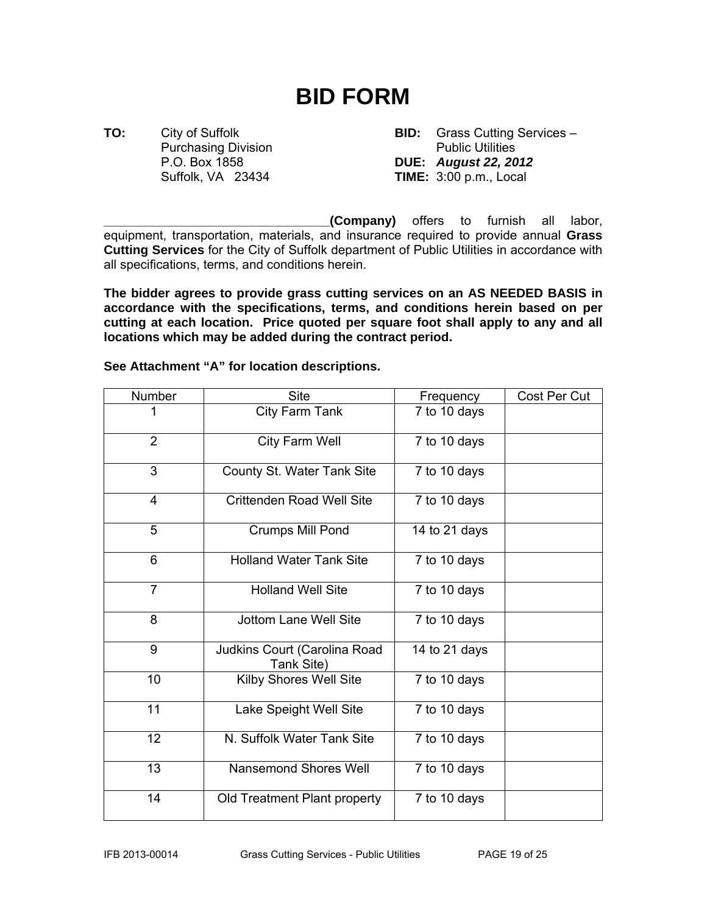# BID FORM

**TO:** City of Suffolk
Purchasing Division
P.O. Box 1858
Suffolk, VA 23434

**BID:** Grass Cutting Services – Public Utilities
**DUE:** ***August 22, 2012***
**TIME:** 3:00 p.m., Local

________________________________**(Company)** offers to furnish all labor, equipment, transportation, materials, and insurance required to provide annual **Grass Cutting Services** for the City of Suffolk department of Public Utilities in accordance with all specifications, terms, and conditions herein.

**The bidder agrees to provide grass cutting services on an AS NEEDED BASIS in accordance with the specifications, terms, and conditions herein based on per cutting at each location. Price quoted per square foot shall apply to any and all locations which may be added during the contract period.**

**See Attachment "A" for location descriptions.**

| Number | Site | Frequency | Cost Per Cut |
|---|---|---|---|
| 1 | City Farm Tank | 7 to 10 days | |
| 2 | City Farm Well | 7 to 10 days | |
| 3 | County St. Water Tank Site | 7 to 10 days | |
| 4 | Crittenden Road Well Site | 7 to 10 days | |
| 5 | Crumps Mill Pond | 14 to 21 days | |
| 6 | Holland Water Tank Site | 7 to 10 days | |
| 7 | Holland Well Site | 7 to 10 days | |
| 8 | Jottom Lane Well Site | 7 to 10 days | |
| 9 | Judkins Court (Carolina Road Tank Site) | 14 to 21 days | |
| 10 | Kilby Shores Well Site | 7 to 10 days | |
| 11 | Lake Speight Well Site | 7 to 10 days | |
| 12 | N. Suffolk Water Tank Site | 7 to 10 days | |
| 13 | Nansemond Shores Well | 7 to 10 days | |
| 14 | Old Treatment Plant property | 7 to 10 days | |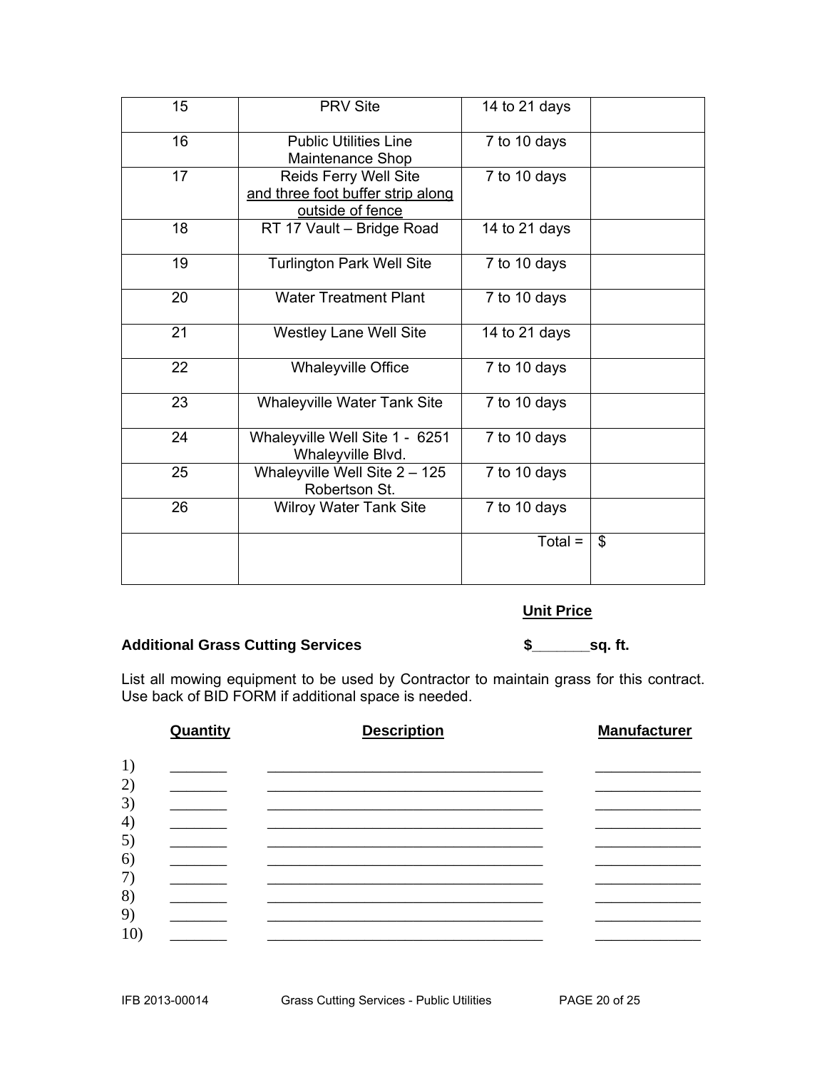| | | | |
|---|---|---|---|
| 15 | PRV Site | 14 to 21 days | |
| 16 | Public Utilities Line Maintenance Shop | 7 to 10 days | |
| 17 | Reids Ferry Well Site and three foot buffer strip along outside of fence | 7 to 10 days | |
| 18 | RT 17 Vault – Bridge Road | 14 to 21 days | |
| 19 | Turlington Park Well Site | 7 to 10 days | |
| 20 | Water Treatment Plant | 7 to 10 days | |
| 21 | Westley Lane Well Site | 14 to 21 days | |
| 22 | Whaleyville Office | 7 to 10 days | |
| 23 | Whaleyville Water Tank Site | 7 to 10 days | |
| 24 | Whaleyville Well Site 1 - 6251 Whaleyville Blvd. | 7 to 10 days | |
| 25 | Whaleyville Well Site 2 – 125 Robertson St. | 7 to 10 days | |
| 26 | Wilroy Water Tank Site | 7 to 10 days | |
| | | Total = | $ |

**Unit Price**

**Additional Grass Cutting Services** **$_______sq. ft.**

List all mowing equipment to be used by Contractor to maintain grass for this contract. Use back of BID FORM if additional space is needed.

| | Quantity | Description | Manufacturer |
|---|---|---|---|
| 1) | _______ | ___________________________________ | _____________ |
| 2) | _______ | ___________________________________ | _____________ |
| 3) | _______ | ___________________________________ | _____________ |
| 4) | _______ | ___________________________________ | _____________ |
| 5) | _______ | ___________________________________ | _____________ |
| 6) | _______ | ___________________________________ | _____________ |
| 7) | _______ | ___________________________________ | _____________ |
| 8) | _______ | ___________________________________ | _____________ |
| 9) | _______ | ___________________________________ | _____________ |
| 10) | _______ | ___________________________________ | _____________ |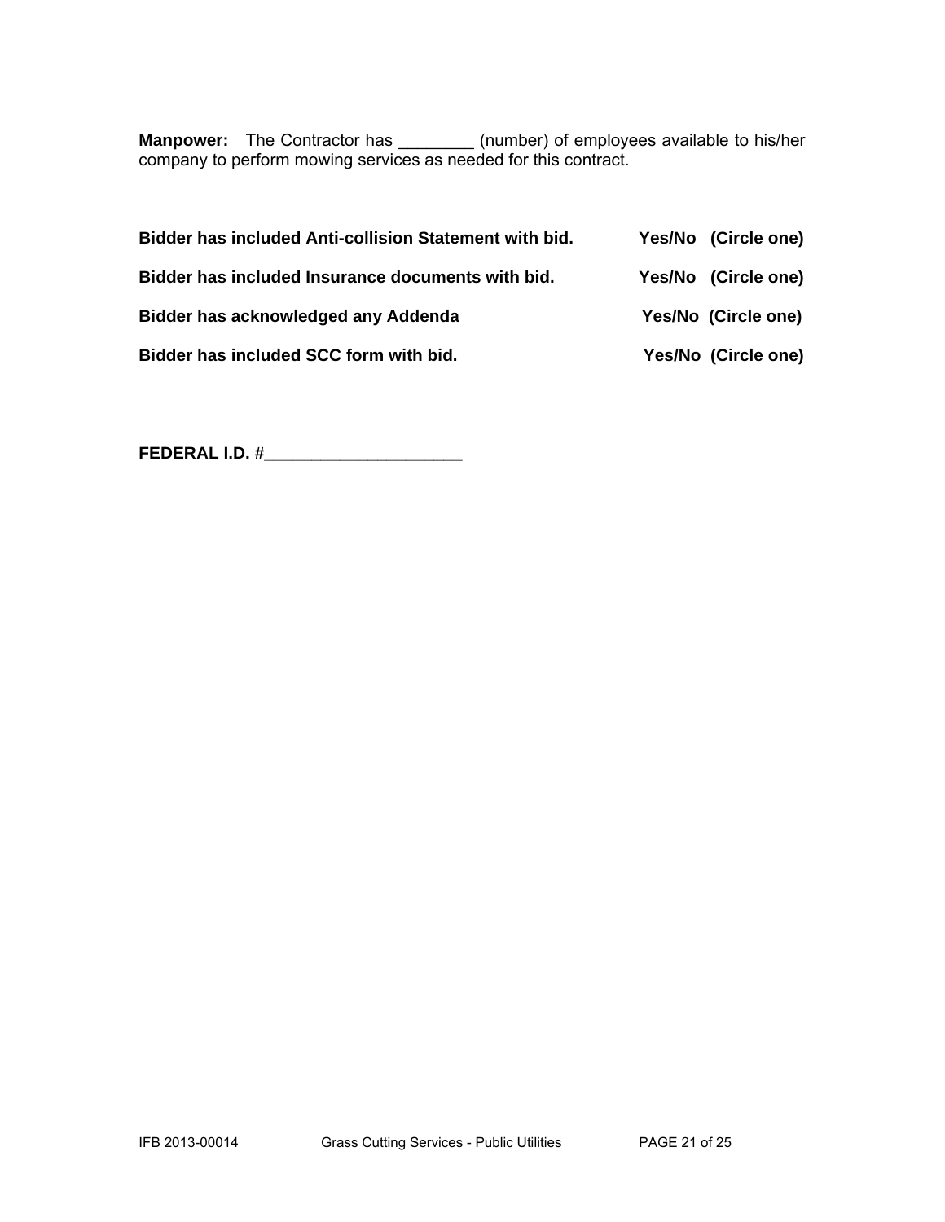**Manpower:** The Contractor has ________ (number) of employees available to his/her company to perform mowing services as needed for this contract.

**Bidder has included Anti-collision Statement with bid.** **Yes/No (Circle one)**

**Bidder has included Insurance documents with bid.** **Yes/No (Circle one)**

**Bidder has acknowledged any Addenda** **Yes/No (Circle one)**

**Bidder has included SCC form with bid.** **Yes/No (Circle one)**

**FEDERAL I.D. #______________________**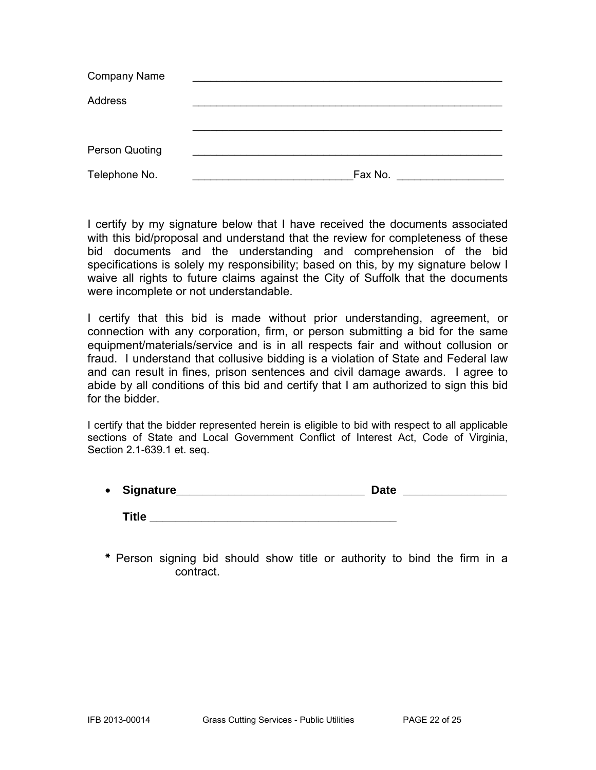Company Name ______________________________________________________

Address ______________________________________________________

______________________________________________________

Person Quoting ______________________________________________________

Telephone No. ___________________________ Fax No. __________________

I certify by my signature below that I have received the documents associated with this bid/proposal and understand that the review for completeness of these bid documents and the understanding and comprehension of the bid specifications is solely my responsibility; based on this, by my signature below I waive all rights to future claims against the City of Suffolk that the documents were incomplete or not understandable.

I certify that this bid is made without prior understanding, agreement, or connection with any corporation, firm, or person submitting a bid for the same equipment/materials/service and is in all respects fair and without collusion or fraud. I understand that collusive bidding is a violation of State and Federal law and can result in fines, prison sentences and civil damage awards. I agree to abide by all conditions of this bid and certify that I am authorized to sign this bid for the bidder.

I certify that the bidder represented herein is eligible to bid with respect to all applicable sections of State and Local Government Conflict of Interest Act, Code of Virginia, Section 2.1-639.1 et. seq.

- **Signature**______________________________ **Date** ________________

  **Title** ______________________________________

* Person signing bid should show title or authority to bind the firm in a contract.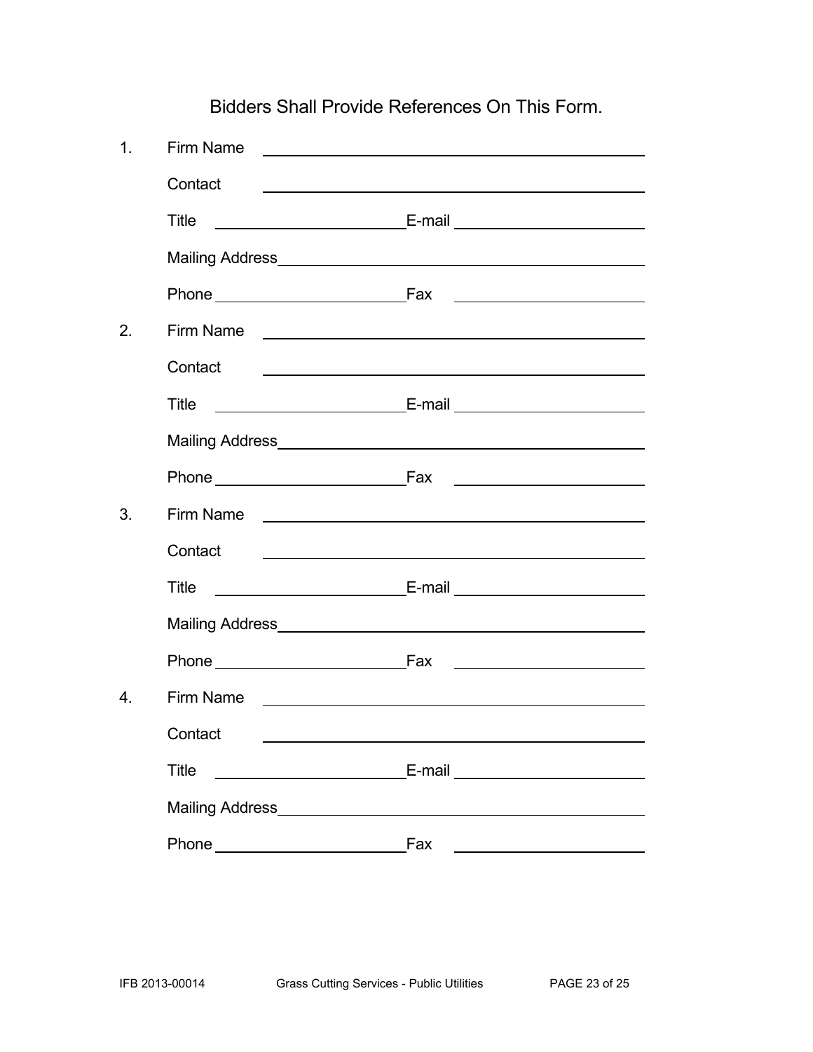Bidders Shall Provide References On This Form.

1. Firm Name \_\_\_\_\_\_\_\_\_\_\_\_\_\_\_\_\_\_\_\_\_\_\_\_\_\_\_\_\_\_\_\_\_\_\_\_\_\_\_\_

   Contact \_\_\_\_\_\_\_\_\_\_\_\_\_\_\_\_\_\_\_\_\_\_\_\_\_\_\_\_\_\_\_\_\_\_\_\_\_\_\_\_

   Title \_\_\_\_\_\_\_\_\_\_\_\_\_\_\_\_\_\_\_\_ E-mail \_\_\_\_\_\_\_\_\_\_\_\_\_\_\_\_\_\_\_\_

   Mailing Address \_\_\_\_\_\_\_\_\_\_\_\_\_\_\_\_\_\_\_\_\_\_\_\_\_\_\_\_\_\_\_\_\_\_\_\_\_\_\_\_

   Phone \_\_\_\_\_\_\_\_\_\_\_\_\_\_\_\_\_\_\_\_ Fax \_\_\_\_\_\_\_\_\_\_\_\_\_\_\_\_\_\_\_\_

2. Firm Name \_\_\_\_\_\_\_\_\_\_\_\_\_\_\_\_\_\_\_\_\_\_\_\_\_\_\_\_\_\_\_\_\_\_\_\_\_\_\_\_

   Contact \_\_\_\_\_\_\_\_\_\_\_\_\_\_\_\_\_\_\_\_\_\_\_\_\_\_\_\_\_\_\_\_\_\_\_\_\_\_\_\_

   Title \_\_\_\_\_\_\_\_\_\_\_\_\_\_\_\_\_\_\_\_ E-mail \_\_\_\_\_\_\_\_\_\_\_\_\_\_\_\_\_\_\_\_

   Mailing Address \_\_\_\_\_\_\_\_\_\_\_\_\_\_\_\_\_\_\_\_\_\_\_\_\_\_\_\_\_\_\_\_\_\_\_\_\_\_\_\_

   Phone \_\_\_\_\_\_\_\_\_\_\_\_\_\_\_\_\_\_\_\_ Fax \_\_\_\_\_\_\_\_\_\_\_\_\_\_\_\_\_\_\_\_

3. Firm Name \_\_\_\_\_\_\_\_\_\_\_\_\_\_\_\_\_\_\_\_\_\_\_\_\_\_\_\_\_\_\_\_\_\_\_\_\_\_\_\_

   Contact \_\_\_\_\_\_\_\_\_\_\_\_\_\_\_\_\_\_\_\_\_\_\_\_\_\_\_\_\_\_\_\_\_\_\_\_\_\_\_\_

   Title \_\_\_\_\_\_\_\_\_\_\_\_\_\_\_\_\_\_\_\_ E-mail \_\_\_\_\_\_\_\_\_\_\_\_\_\_\_\_\_\_\_\_

   Mailing Address \_\_\_\_\_\_\_\_\_\_\_\_\_\_\_\_\_\_\_\_\_\_\_\_\_\_\_\_\_\_\_\_\_\_\_\_\_\_\_\_

   Phone \_\_\_\_\_\_\_\_\_\_\_\_\_\_\_\_\_\_\_\_ Fax \_\_\_\_\_\_\_\_\_\_\_\_\_\_\_\_\_\_\_\_

4. Firm Name \_\_\_\_\_\_\_\_\_\_\_\_\_\_\_\_\_\_\_\_\_\_\_\_\_\_\_\_\_\_\_\_\_\_\_\_\_\_\_\_

   Contact \_\_\_\_\_\_\_\_\_\_\_\_\_\_\_\_\_\_\_\_\_\_\_\_\_\_\_\_\_\_\_\_\_\_\_\_\_\_\_\_

   Title \_\_\_\_\_\_\_\_\_\_\_\_\_\_\_\_\_\_\_\_ E-mail \_\_\_\_\_\_\_\_\_\_\_\_\_\_\_\_\_\_\_\_

   Mailing Address \_\_\_\_\_\_\_\_\_\_\_\_\_\_\_\_\_\_\_\_\_\_\_\_\_\_\_\_\_\_\_\_\_\_\_\_\_\_\_\_

   Phone \_\_\_\_\_\_\_\_\_\_\_\_\_\_\_\_\_\_\_\_ Fax \_\_\_\_\_\_\_\_\_\_\_\_\_\_\_\_\_\_\_\_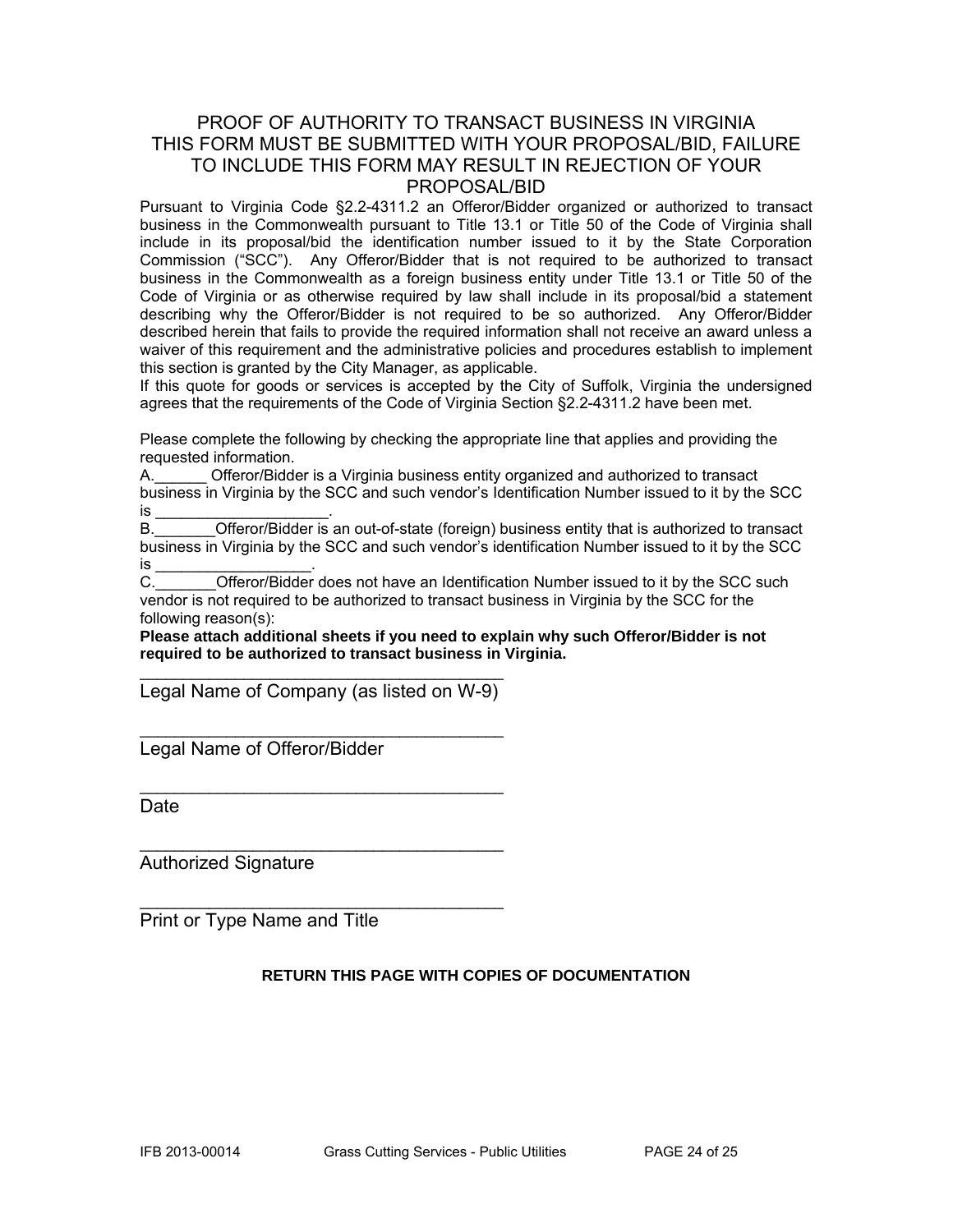# PROOF OF AUTHORITY TO TRANSACT BUSINESS IN VIRGINIA THIS FORM MUST BE SUBMITTED WITH YOUR PROPOSAL/BID, FAILURE TO INCLUDE THIS FORM MAY RESULT IN REJECTION OF YOUR PROPOSAL/BID

Pursuant to Virginia Code §2.2-4311.2 an Offeror/Bidder organized or authorized to transact business in the Commonwealth pursuant to Title 13.1 or Title 50 of the Code of Virginia shall include in its proposal/bid the identification number issued to it by the State Corporation Commission ("SCC"). Any Offeror/Bidder that is not required to be authorized to transact business in the Commonwealth as a foreign business entity under Title 13.1 or Title 50 of the Code of Virginia or as otherwise required by law shall include in its proposal/bid a statement describing why the Offeror/Bidder is not required to be so authorized. Any Offeror/Bidder described herein that fails to provide the required information shall not receive an award unless a waiver of this requirement and the administrative policies and procedures establish to implement this section is granted by the City Manager, as applicable.

If this quote for goods or services is accepted by the City of Suffolk, Virginia the undersigned agrees that the requirements of the Code of Virginia Section §2.2-4311.2 have been met.

Please complete the following by checking the appropriate line that applies and providing the requested information.

A.______ Offeror/Bidder is a Virginia business entity organized and authorized to transact business in Virginia by the SCC and such vendor's Identification Number issued to it by the SCC is ____________________.

B._______Offeror/Bidder is an out-of-state (foreign) business entity that is authorized to transact business in Virginia by the SCC and such vendor's identification Number issued to it by the SCC is __________________.

C._______Offeror/Bidder does not have an Identification Number issued to it by the SCC such vendor is not required to be authorized to transact business in Virginia by the SCC for the following reason(s):

**Please attach additional sheets if you need to explain why such Offeror/Bidder is not required to be authorized to transact business in Virginia.**

______________________________________
Legal Name of Company (as listed on W-9)

______________________________________
Legal Name of Offeror/Bidder

______________________________________
Date

______________________________________
Authorized Signature

______________________________________
Print or Type Name and Title

**RETURN THIS PAGE WITH COPIES OF DOCUMENTATION**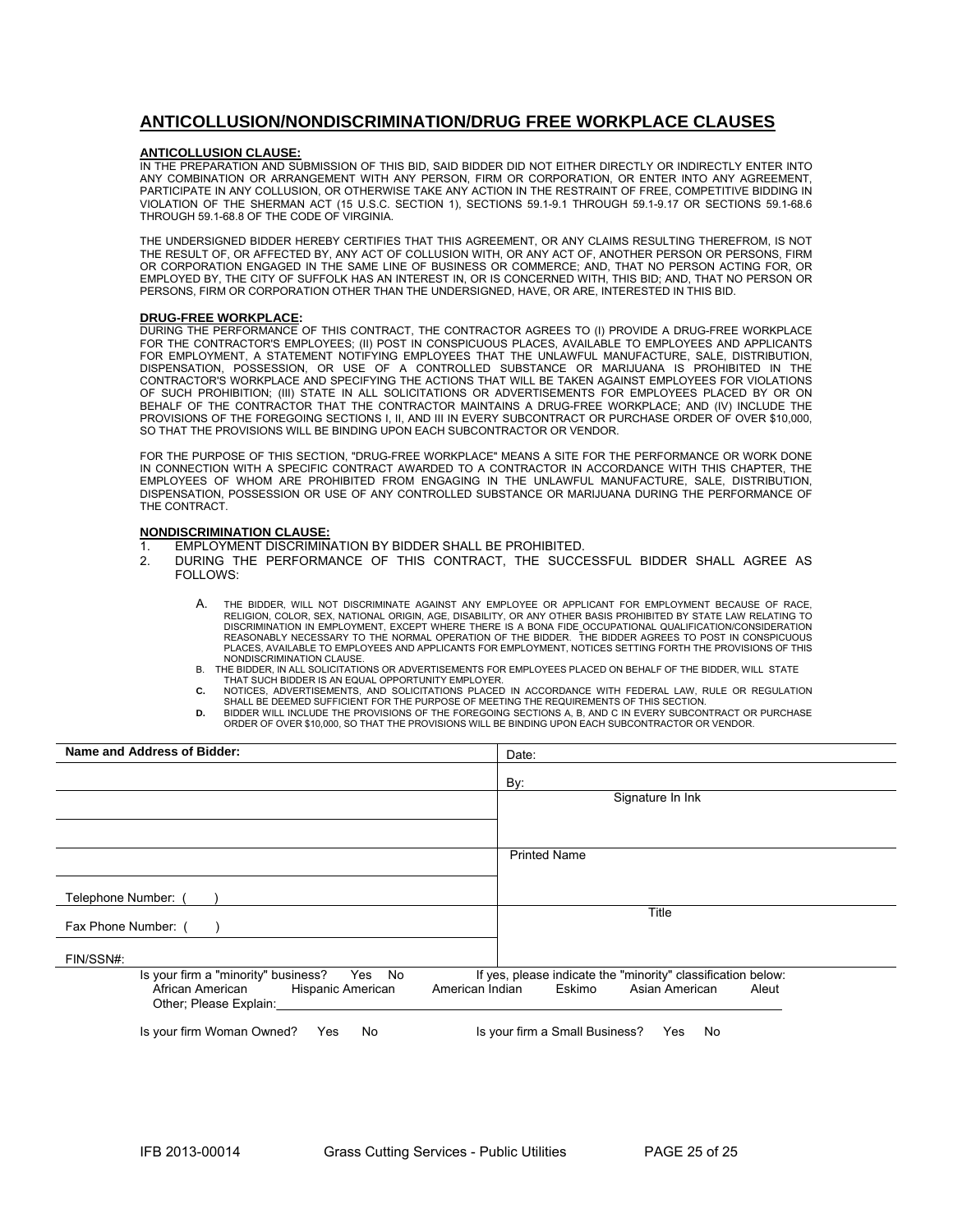## ANTICOLLUSION/NONDISCRIMINATION/DRUG FREE WORKPLACE CLAUSES

**ANTICOLLUSION CLAUSE:**

IN THE PREPARATION AND SUBMISSION OF THIS BID, SAID BIDDER DID NOT EITHER DIRECTLY OR INDIRECTLY ENTER INTO ANY COMBINATION OR ARRANGEMENT WITH ANY PERSON, FIRM OR CORPORATION, OR ENTER INTO ANY AGREEMENT, PARTICIPATE IN ANY COLLUSION, OR OTHERWISE TAKE ANY ACTION IN THE RESTRAINT OF FREE, COMPETITIVE BIDDING IN VIOLATION OF THE SHERMAN ACT (15 U.S.C. SECTION 1), SECTIONS 59.1-9.1 THROUGH 59.1-9.17 OR SECTIONS 59.1-68.6 THROUGH 59.1-68.8 OF THE CODE OF VIRGINIA.

THE UNDERSIGNED BIDDER HEREBY CERTIFIES THAT THIS AGREEMENT, OR ANY CLAIMS RESULTING THEREFROM, IS NOT THE RESULT OF, OR AFFECTED BY, ANY ACT OF COLLUSION WITH, OR ANY ACT OF, ANOTHER PERSON OR PERSONS, FIRM OR CORPORATION ENGAGED IN THE SAME LINE OF BUSINESS OR COMMERCE; AND, THAT NO PERSON ACTING FOR, OR EMPLOYED BY, THE CITY OF SUFFOLK HAS AN INTEREST IN, OR IS CONCERNED WITH, THIS BID; AND, THAT NO PERSON OR PERSONS, FIRM OR CORPORATION OTHER THAN THE UNDERSIGNED, HAVE, OR ARE, INTERESTED IN THIS BID.

**DRUG-FREE WORKPLACE:**

DURING THE PERFORMANCE OF THIS CONTRACT, THE CONTRACTOR AGREES TO (I) PROVIDE A DRUG-FREE WORKPLACE FOR THE CONTRACTOR'S EMPLOYEES; (II) POST IN CONSPICUOUS PLACES, AVAILABLE TO EMPLOYEES AND APPLICANTS FOR EMPLOYMENT, A STATEMENT NOTIFYING EMPLOYEES THAT THE UNLAWFUL MANUFACTURE, SALE, DISTRIBUTION, DISPENSATION, POSSESSION, OR USE OF A CONTROLLED SUBSTANCE OR MARIJUANA IS PROHIBITED IN THE CONTRACTOR'S WORKPLACE AND SPECIFYING THE ACTIONS THAT WILL BE TAKEN AGAINST EMPLOYEES FOR VIOLATIONS OF SUCH PROHIBITION; (III) STATE IN ALL SOLICITATIONS OR ADVERTISEMENTS FOR EMPLOYEES PLACED BY OR ON BEHALF OF THE CONTRACTOR THAT THE CONTRACTOR MAINTAINS A DRUG-FREE WORKPLACE; AND (IV) INCLUDE THE PROVISIONS OF THE FOREGOING SECTIONS I, II, AND III IN EVERY SUBCONTRACT OR PURCHASE ORDER OF OVER $10,000, SO THAT THE PROVISIONS WILL BE BINDING UPON EACH SUBCONTRACTOR OR VENDOR.

FOR THE PURPOSE OF THIS SECTION, "DRUG-FREE WORKPLACE" MEANS A SITE FOR THE PERFORMANCE OR WORK DONE IN CONNECTION WITH A SPECIFIC CONTRACT AWARDED TO A CONTRACTOR IN ACCORDANCE WITH THIS CHAPTER, THE EMPLOYEES OF WHOM ARE PROHIBITED FROM ENGAGING IN THE UNLAWFUL MANUFACTURE, SALE, DISTRIBUTION, DISPENSATION, POSSESSION OR USE OF ANY CONTROLLED SUBSTANCE OR MARIJUANA DURING THE PERFORMANCE OF THE CONTRACT.

**NONDISCRIMINATION CLAUSE:**

1. EMPLOYMENT DISCRIMINATION BY BIDDER SHALL BE PROHIBITED.
2. DURING THE PERFORMANCE OF THIS CONTRACT, THE SUCCESSFUL BIDDER SHALL AGREE AS FOLLOWS:

   A. THE BIDDER, WILL NOT DISCRIMINATE AGAINST ANY EMPLOYEE OR APPLICANT FOR EMPLOYMENT BECAUSE OF RACE, RELIGION, COLOR, SEX, NATIONAL ORIGIN, AGE, DISABILITY, OR ANY OTHER BASIS PROHIBITED BY STATE LAW RELATING TO DISCRIMINATION IN EMPLOYMENT, EXCEPT WHERE THERE IS A BONA FIDE OCCUPATIONAL QUALIFICATION/CONSIDERATION REASONABLY NECESSARY TO THE NORMAL OPERATION OF THE BIDDER. THE BIDDER AGREES TO POST IN CONSPICUOUS PLACES, AVAILABLE TO EMPLOYEES AND APPLICANTS FOR EMPLOYMENT, NOTICES SETTING FORTH THE PROVISIONS OF THIS NONDISCRIMINATION CLAUSE.

   B. THE BIDDER, IN ALL SOLICITATIONS OR ADVERTISEMENTS FOR EMPLOYEES PLACED ON BEHALF OF THE BIDDER, WILL STATE THAT SUCH BIDDER IS AN EQUAL OPPORTUNITY EMPLOYER.

   C. NOTICES, ADVERTISEMENTS, AND SOLICITATIONS PLACED IN ACCORDANCE WITH FEDERAL LAW, RULE OR REGULATION SHALL BE DEEMED SUFFICIENT FOR THE PURPOSE OF MEETING THE REQUIREMENTS OF THIS SECTION.

   D. BIDDER WILL INCLUDE THE PROVISIONS OF THE FOREGOING SECTIONS A, B, AND C IN EVERY SUBCONTRACT OR PURCHASE ORDER OF OVER $10,000, SO THAT THE PROVISIONS WILL BE BINDING UPON EACH SUBCONTRACTOR OR VENDOR.

| Name and Address of Bidder: | Date: |
|---|---|
| | By: |
| | Signature In Ink |
| | |
| | Printed Name |
| Telephone Number: (    ) | |
| Fax Phone Number: (    ) | Title |
| FIN/SSN#: | |

Is your firm a "minority" business? Yes No    If yes, please indicate the "minority" classification below:

African American    Hispanic American    American Indian    Eskimo    Asian American    Aleut

Other; Please Explain:\_\_\_\_\_\_\_\_\_\_\_\_\_\_\_\_\_\_\_\_

Is your firm Woman Owned? Yes No    Is your firm a Small Business? Yes No

IFB 2013-00014    Grass Cutting Services - Public Utilities